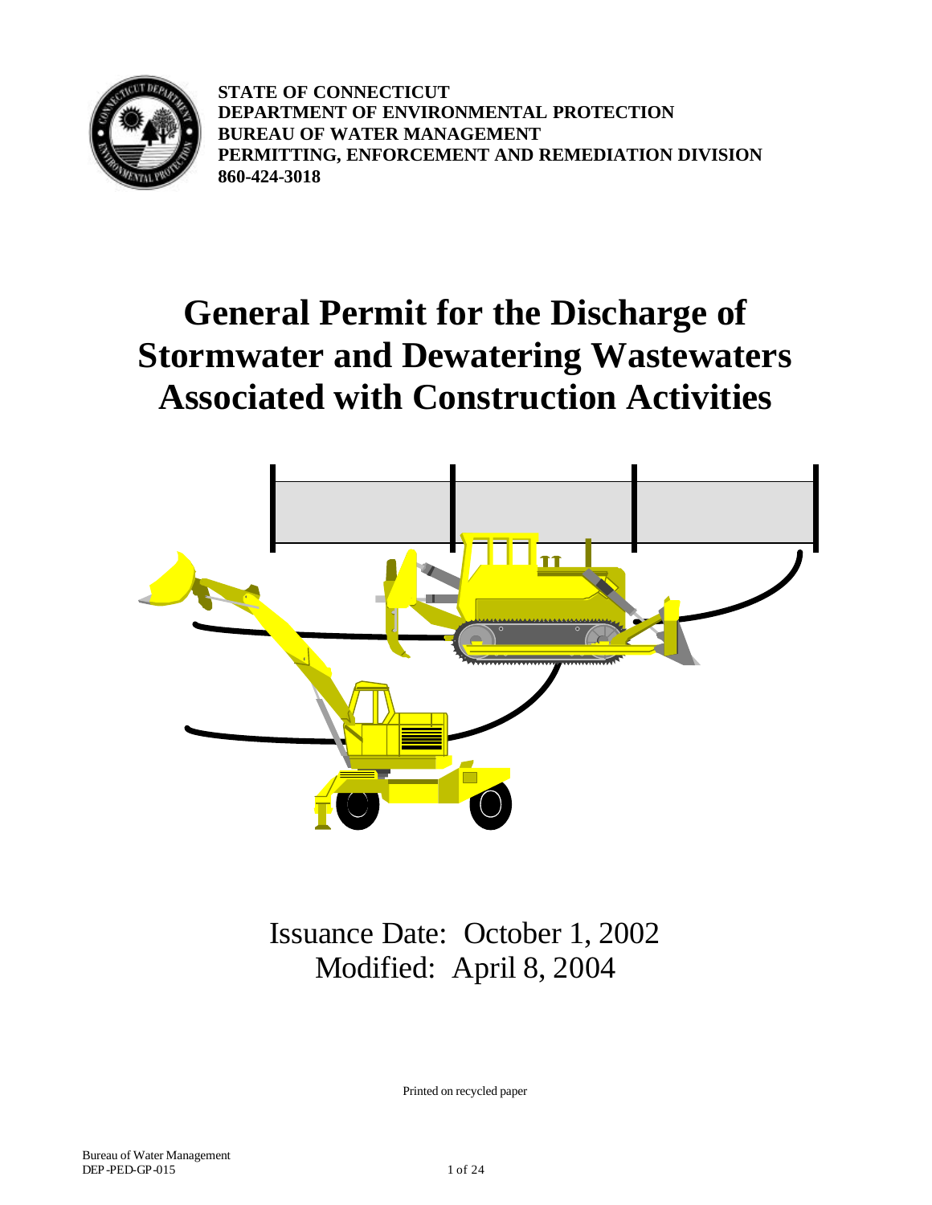STATE OF CONNECTICUT
DEPARTMENT OF ENVIRONMENTAL PROTECTION
BUREAU OF WATER MANAGEMENT
PERMITTING, ENFORCEMENT AND REMEDIATION DIVISION
860-424-3018

# General Permit for the Discharge of Stormwater and Dewatering Wastewaters Associated with Construction Activities

Issuance Date: October 1, 2002
Modified: April 8, 2004

Printed on recycled paper

Bureau of Water Management
DEP-PED-GP-015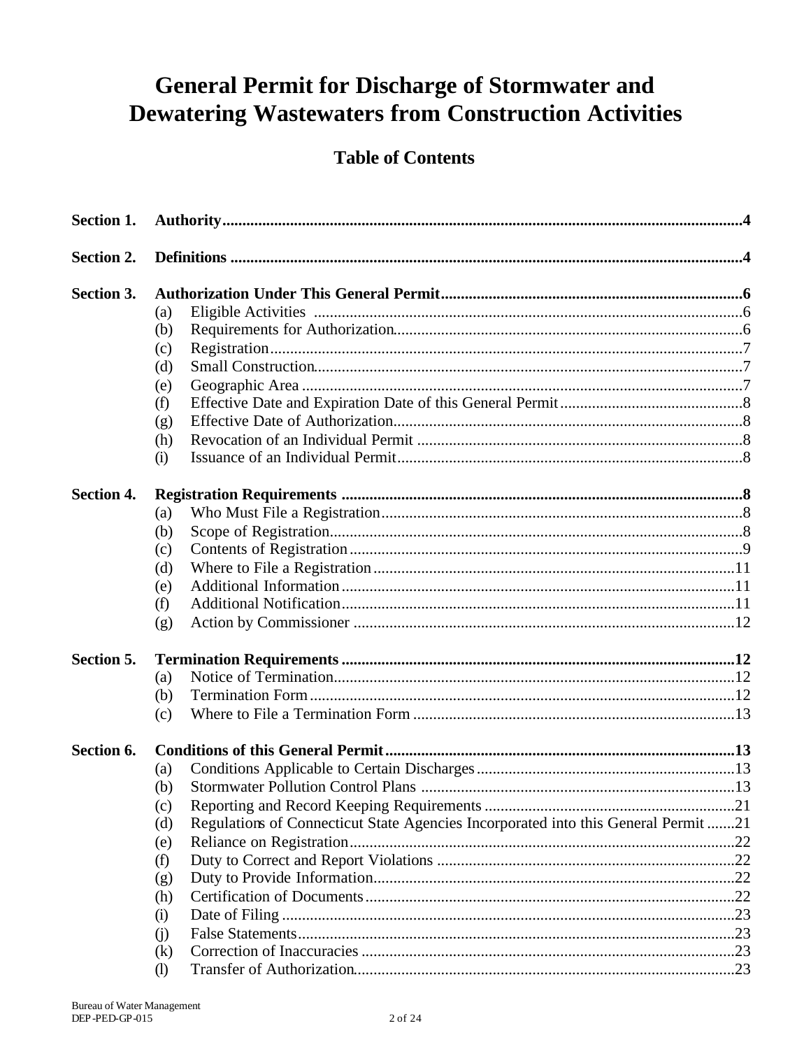# General Permit for Discharge of Stormwater and Dewatering Wastewaters from Construction Activities

## Table of Contents

**Section 1. Authority** .......... **4**

**Section 2. Definitions** .......... **4**

**Section 3. Authorization Under This General Permit** .......... **6**
- (a) Eligible Activities .......... 6
- (b) Requirements for Authorization .......... 6
- (c) Registration .......... 7
- (d) Small Construction .......... 7
- (e) Geographic Area .......... 7
- (f) Effective Date and Expiration Date of this General Permit .......... 8
- (g) Effective Date of Authorization .......... 8
- (h) Revocation of an Individual Permit .......... 8
- (i) Issuance of an Individual Permit .......... 8

**Section 4. Registration Requirements** .......... **8**
- (a) Who Must File a Registration .......... 8
- (b) Scope of Registration .......... 8
- (c) Contents of Registration .......... 9
- (d) Where to File a Registration .......... 11
- (e) Additional Information .......... 11
- (f) Additional Notification .......... 11
- (g) Action by Commissioner .......... 12

**Section 5. Termination Requirements** .......... **12**
- (a) Notice of Termination .......... 12
- (b) Termination Form .......... 12
- (c) Where to File a Termination Form .......... 13

**Section 6. Conditions of this General Permit** .......... **13**
- (a) Conditions Applicable to Certain Discharges .......... 13
- (b) Stormwater Pollution Control Plans .......... 13
- (c) Reporting and Record Keeping Requirements .......... 21
- (d) Regulations of Connecticut State Agencies Incorporated into this General Permit .......... 21
- (e) Reliance on Registration .......... 22
- (f) Duty to Correct and Report Violations .......... 22
- (g) Duty to Provide Information .......... 22
- (h) Certification of Documents .......... 22
- (i) Date of Filing .......... 23
- (j) False Statements .......... 23
- (k) Correction of Inaccuracies .......... 23
- (l) Transfer of Authorization .......... 23

Bureau of Water Management
DEP-PED-GP-015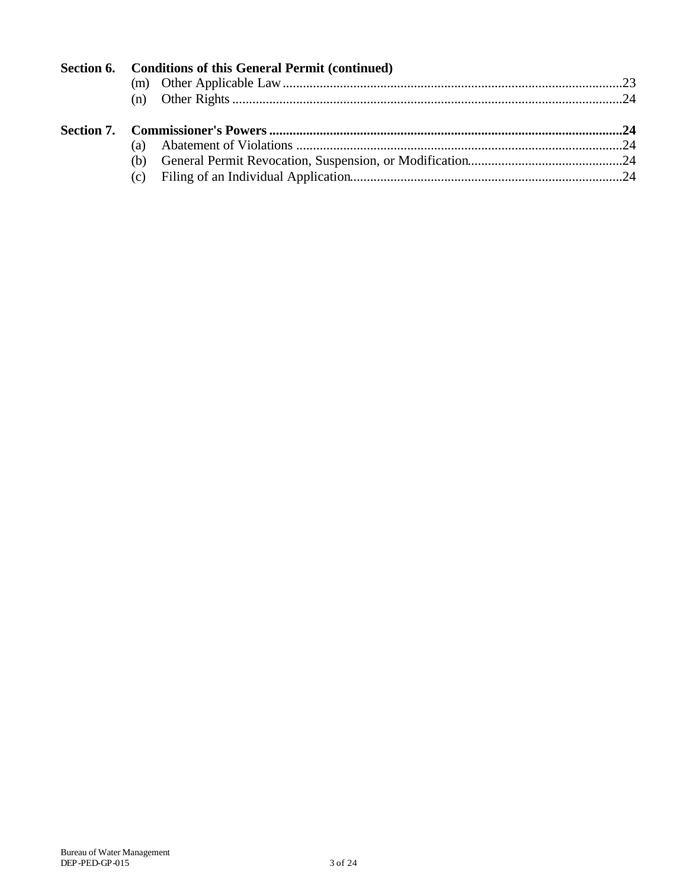**Section 6. Conditions of this General Permit (continued)**

(m) Other Applicable Law ........................................................................................................ 23

(n) Other Rights ....................................................................................................................... 24

**Section 7. Commissioner's Powers ........................................................................................... 24**

(a) Abatement of Violations .................................................................................................... 24

(b) General Permit Revocation, Suspension, or Modification ................................................ 24

(c) Filing of an Individual Application .................................................................................. 24

Bureau of Water Management
DEP-PED-GP-015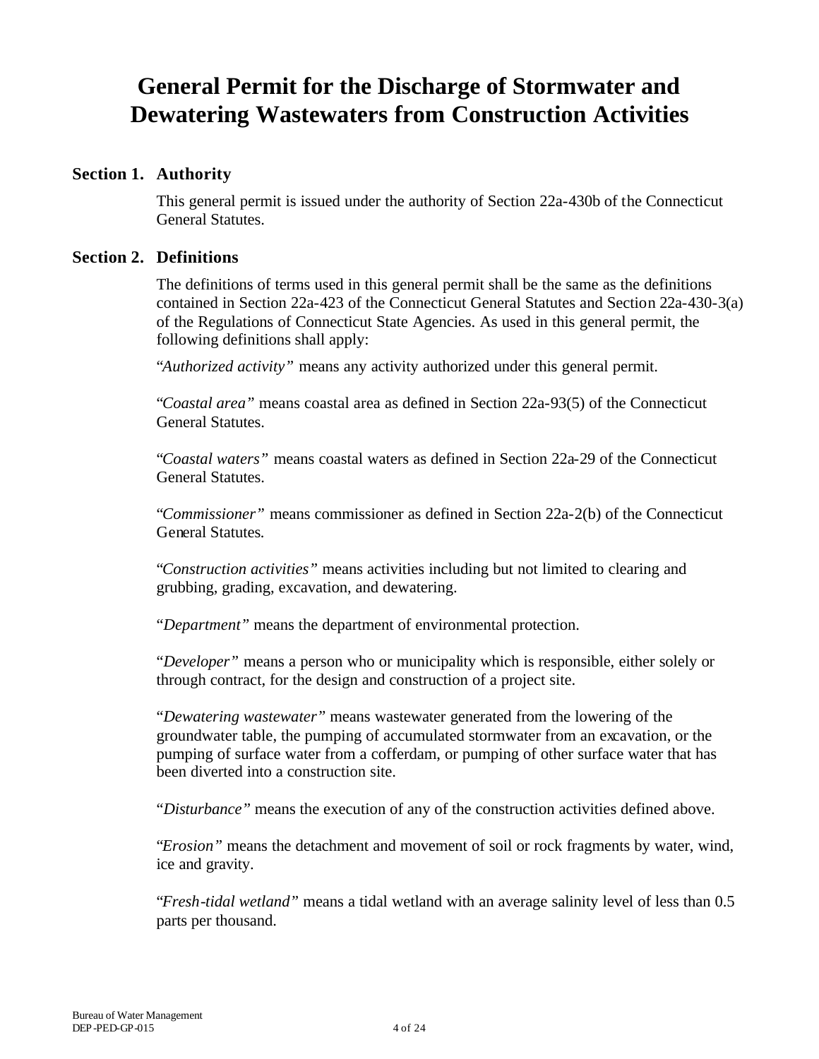# General Permit for the Discharge of Stormwater and Dewatering Wastewaters from Construction Activities

## Section 1. Authority

This general permit is issued under the authority of Section 22a-430b of the Connecticut General Statutes.

## Section 2. Definitions

The definitions of terms used in this general permit shall be the same as the definitions contained in Section 22a-423 of the Connecticut General Statutes and Section 22a-430-3(a) of the Regulations of Connecticut State Agencies. As used in this general permit, the following definitions shall apply:

"*Authorized activity*" means any activity authorized under this general permit.

"*Coastal area*" means coastal area as defined in Section 22a-93(5) of the Connecticut General Statutes.

"*Coastal waters*" means coastal waters as defined in Section 22a-29 of the Connecticut General Statutes.

"*Commissioner*" means commissioner as defined in Section 22a-2(b) of the Connecticut General Statutes.

"*Construction activities*" means activities including but not limited to clearing and grubbing, grading, excavation, and dewatering.

"*Department*" means the department of environmental protection.

"*Developer*" means a person who or municipality which is responsible, either solely or through contract, for the design and construction of a project site.

"*Dewatering wastewater*" means wastewater generated from the lowering of the groundwater table, the pumping of accumulated stormwater from an excavation, or the pumping of surface water from a cofferdam, or pumping of other surface water that has been diverted into a construction site.

"*Disturbance*" means the execution of any of the construction activities defined above.

"*Erosion*" means the detachment and movement of soil or rock fragments by water, wind, ice and gravity.

"*Fresh-tidal wetland*" means a tidal wetland with an average salinity level of less than 0.5 parts per thousand.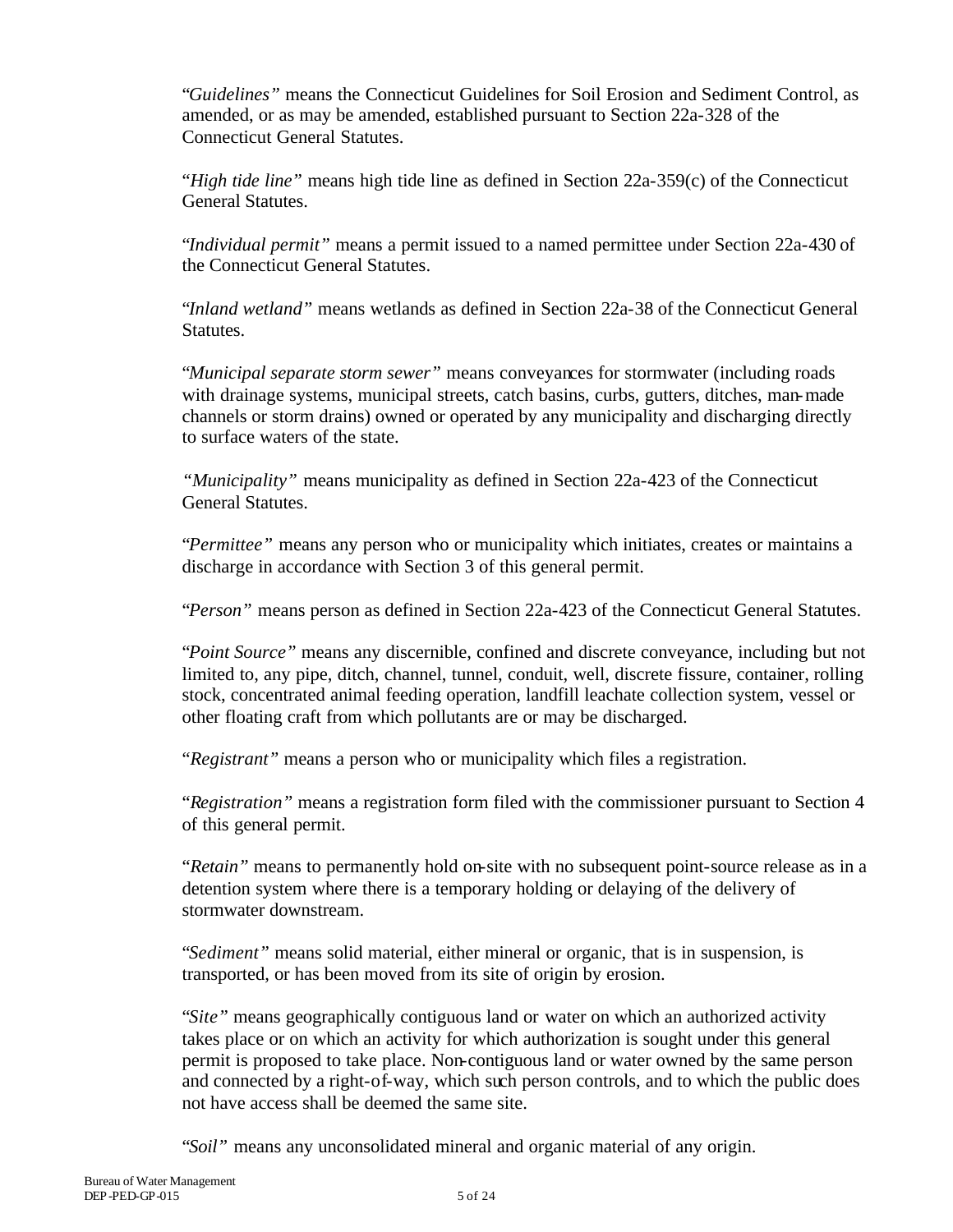"*Guidelines*" means the Connecticut Guidelines for Soil Erosion and Sediment Control, as amended, or as may be amended, established pursuant to Section 22a-328 of the Connecticut General Statutes.

"*High tide line*" means high tide line as defined in Section 22a-359(c) of the Connecticut General Statutes.

"*Individual permit*" means a permit issued to a named permittee under Section 22a-430 of the Connecticut General Statutes.

"*Inland wetland*" means wetlands as defined in Section 22a-38 of the Connecticut General Statutes.

"*Municipal separate storm sewer*" means conveyances for stormwater (including roads with drainage systems, municipal streets, catch basins, curbs, gutters, ditches, man-made channels or storm drains) owned or operated by any municipality and discharging directly to surface waters of the state.

*"Municipality"* means municipality as defined in Section 22a-423 of the Connecticut General Statutes.

"*Permittee*" means any person who or municipality which initiates, creates or maintains a discharge in accordance with Section 3 of this general permit.

"*Person*" means person as defined in Section 22a-423 of the Connecticut General Statutes.

"*Point Source*" means any discernible, confined and discrete conveyance, including but not limited to, any pipe, ditch, channel, tunnel, conduit, well, discrete fissure, container, rolling stock, concentrated animal feeding operation, landfill leachate collection system, vessel or other floating craft from which pollutants are or may be discharged.

"*Registrant*" means a person who or municipality which files a registration.

"*Registration*" means a registration form filed with the commissioner pursuant to Section 4 of this general permit.

"*Retain*" means to permanently hold on-site with no subsequent point-source release as in a detention system where there is a temporary holding or delaying of the delivery of stormwater downstream.

"*Sediment*" means solid material, either mineral or organic, that is in suspension, is transported, or has been moved from its site of origin by erosion.

"*Site*" means geographically contiguous land or water on which an authorized activity takes place or on which an activity for which authorization is sought under this general permit is proposed to take place. Non-contiguous land or water owned by the same person and connected by a right-of-way, which such person controls, and to which the public does not have access shall be deemed the same site.

"*Soil*" means any unconsolidated mineral and organic material of any origin.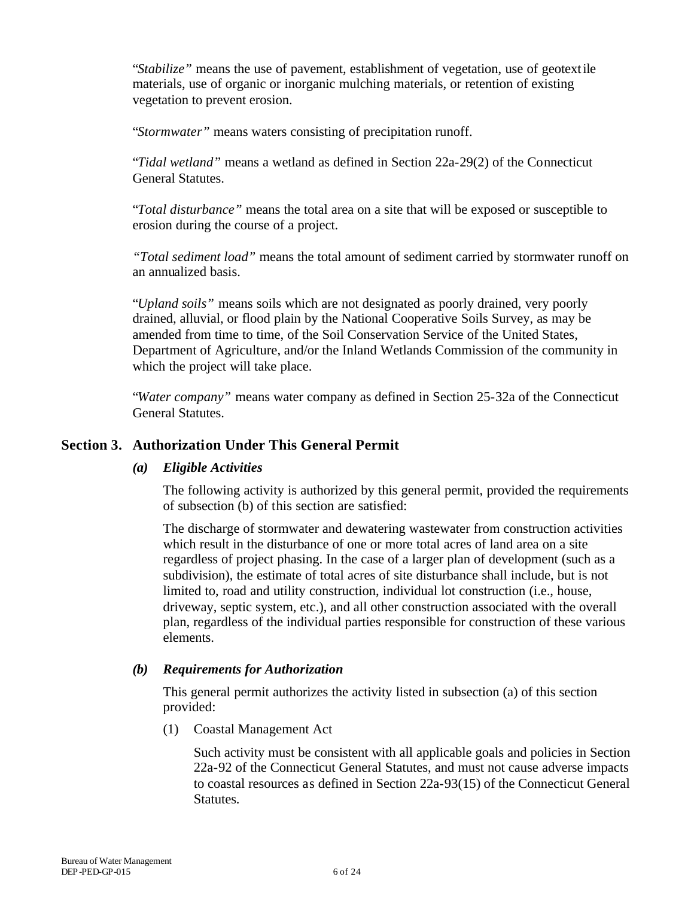"*Stabilize"* means the use of pavement, establishment of vegetation, use of geotextile materials, use of organic or inorganic mulching materials, or retention of existing vegetation to prevent erosion.

"*Stormwater"* means waters consisting of precipitation runoff.

"*Tidal wetland"* means a wetland as defined in Section 22a-29(2) of the Connecticut General Statutes.

"*Total disturbance"* means the total area on a site that will be exposed or susceptible to erosion during the course of a project.

*"Total sediment load"* means the total amount of sediment carried by stormwater runoff on an annualized basis.

"*Upland soils"* means soils which are not designated as poorly drained, very poorly drained, alluvial, or flood plain by the National Cooperative Soils Survey, as may be amended from time to time, of the Soil Conservation Service of the United States, Department of Agriculture, and/or the Inland Wetlands Commission of the community in which the project will take place.

"*Water company"* means water company as defined in Section 25-32a of the Connecticut General Statutes.

## Section 3. Authorization Under This General Permit

### *(a) Eligible Activities*

The following activity is authorized by this general permit, provided the requirements of subsection (b) of this section are satisfied:

The discharge of stormwater and dewatering wastewater from construction activities which result in the disturbance of one or more total acres of land area on a site regardless of project phasing. In the case of a larger plan of development (such as a subdivision), the estimate of total acres of site disturbance shall include, but is not limited to, road and utility construction, individual lot construction (i.e., house, driveway, septic system, etc.), and all other construction associated with the overall plan, regardless of the individual parties responsible for construction of these various elements.

### *(b) Requirements for Authorization*

This general permit authorizes the activity listed in subsection (a) of this section provided:

(1) Coastal Management Act

Such activity must be consistent with all applicable goals and policies in Section 22a-92 of the Connecticut General Statutes, and must not cause adverse impacts to coastal resources as defined in Section 22a-93(15) of the Connecticut General Statutes.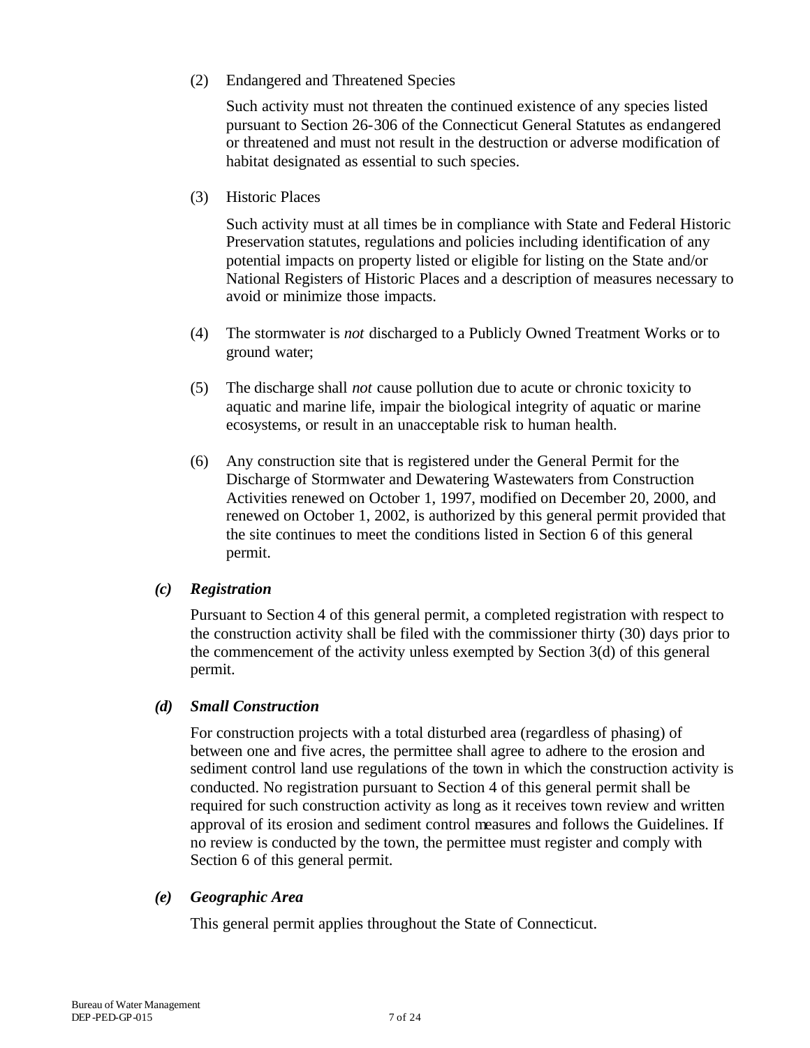(2) Endangered and Threatened Species

Such activity must not threaten the continued existence of any species listed pursuant to Section 26-306 of the Connecticut General Statutes as endangered or threatened and must not result in the destruction or adverse modification of habitat designated as essential to such species.

(3) Historic Places

Such activity must at all times be in compliance with State and Federal Historic Preservation statutes, regulations and policies including identification of any potential impacts on property listed or eligible for listing on the State and/or National Registers of Historic Places and a description of measures necessary to avoid or minimize those impacts.

(4) The stormwater is *not* discharged to a Publicly Owned Treatment Works or to ground water;

(5) The discharge shall *not* cause pollution due to acute or chronic toxicity to aquatic and marine life, impair the biological integrity of aquatic or marine ecosystems, or result in an unacceptable risk to human health.

(6) Any construction site that is registered under the General Permit for the Discharge of Stormwater and Dewatering Wastewaters from Construction Activities renewed on October 1, 1997, modified on December 20, 2000, and renewed on October 1, 2002, is authorized by this general permit provided that the site continues to meet the conditions listed in Section 6 of this general permit.

***(c) Registration***

Pursuant to Section 4 of this general permit, a completed registration with respect to the construction activity shall be filed with the commissioner thirty (30) days prior to the commencement of the activity unless exempted by Section 3(d) of this general permit.

***(d) Small Construction***

For construction projects with a total disturbed area (regardless of phasing) of between one and five acres, the permittee shall agree to adhere to the erosion and sediment control land use regulations of the town in which the construction activity is conducted. No registration pursuant to Section 4 of this general permit shall be required for such construction activity as long as it receives town review and written approval of its erosion and sediment control measures and follows the Guidelines. If no review is conducted by the town, the permittee must register and comply with Section 6 of this general permit.

***(e) Geographic Area***

This general permit applies throughout the State of Connecticut.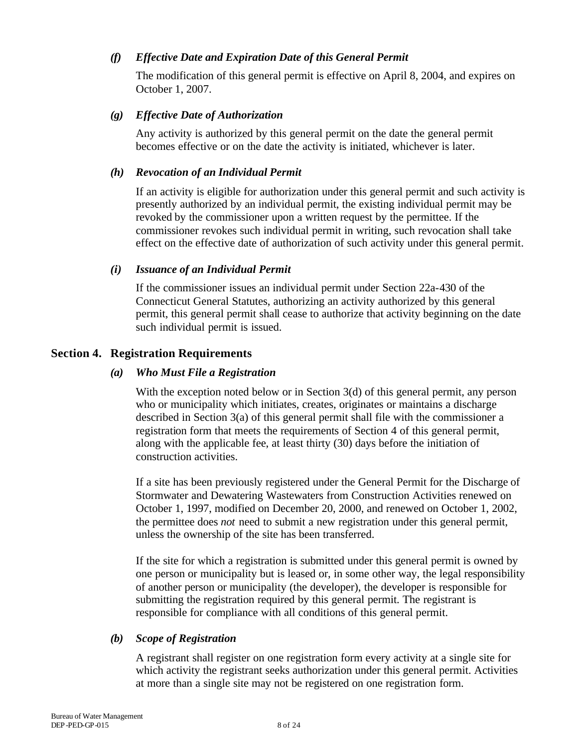### *(f) Effective Date and Expiration Date of this General Permit*

The modification of this general permit is effective on April 8, 2004, and expires on October 1, 2007.

### *(g) Effective Date of Authorization*

Any activity is authorized by this general permit on the date the general permit becomes effective or on the date the activity is initiated, whichever is later.

### *(h) Revocation of an Individual Permit*

If an activity is eligible for authorization under this general permit and such activity is presently authorized by an individual permit, the existing individual permit may be revoked by the commissioner upon a written request by the permittee. If the commissioner revokes such individual permit in writing, such revocation shall take effect on the effective date of authorization of such activity under this general permit.

### *(i) Issuance of an Individual Permit*

If the commissioner issues an individual permit under Section 22a-430 of the Connecticut General Statutes, authorizing an activity authorized by this general permit, this general permit shall cease to authorize that activity beginning on the date such individual permit is issued.

## Section 4. Registration Requirements

### *(a) Who Must File a Registration*

With the exception noted below or in Section 3(d) of this general permit, any person who or municipality which initiates, creates, originates or maintains a discharge described in Section 3(a) of this general permit shall file with the commissioner a registration form that meets the requirements of Section 4 of this general permit, along with the applicable fee, at least thirty (30) days before the initiation of construction activities.

If a site has been previously registered under the General Permit for the Discharge of Stormwater and Dewatering Wastewaters from Construction Activities renewed on October 1, 1997, modified on December 20, 2000, and renewed on October 1, 2002, the permittee does *not* need to submit a new registration under this general permit, unless the ownership of the site has been transferred.

If the site for which a registration is submitted under this general permit is owned by one person or municipality but is leased or, in some other way, the legal responsibility of another person or municipality (the developer), the developer is responsible for submitting the registration required by this general permit. The registrant is responsible for compliance with all conditions of this general permit.

### *(b) Scope of Registration*

A registrant shall register on one registration form every activity at a single site for which activity the registrant seeks authorization under this general permit. Activities at more than a single site may not be registered on one registration form.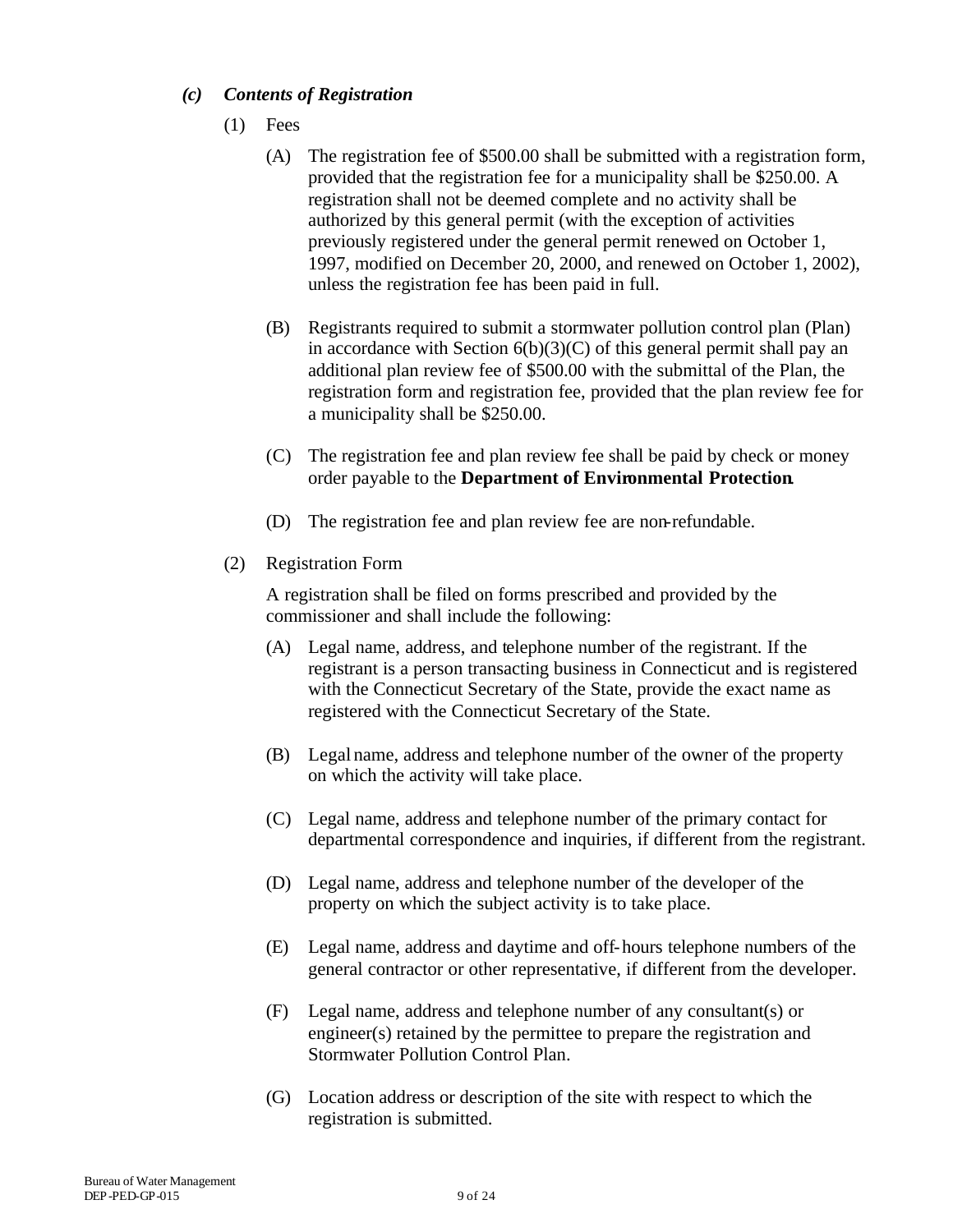### *(c) Contents of Registration*

(1) Fees

(A) The registration fee of $500.00 shall be submitted with a registration form, provided that the registration fee for a municipality shall be $250.00. A registration shall not be deemed complete and no activity shall be authorized by this general permit (with the exception of activities previously registered under the general permit renewed on October 1, 1997, modified on December 20, 2000, and renewed on October 1, 2002), unless the registration fee has been paid in full.

(B) Registrants required to submit a stormwater pollution control plan (Plan) in accordance with Section 6(b)(3)(C) of this general permit shall pay an additional plan review fee of $500.00 with the submittal of the Plan, the registration form and registration fee, provided that the plan review fee for a municipality shall be $250.00.

(C) The registration fee and plan review fee shall be paid by check or money order payable to the **Department of Environmental Protection**.

(D) The registration fee and plan review fee are non-refundable.

(2) Registration Form

A registration shall be filed on forms prescribed and provided by the commissioner and shall include the following:

(A) Legal name, address, and telephone number of the registrant. If the registrant is a person transacting business in Connecticut and is registered with the Connecticut Secretary of the State, provide the exact name as registered with the Connecticut Secretary of the State.

(B) Legal name, address and telephone number of the owner of the property on which the activity will take place.

(C) Legal name, address and telephone number of the primary contact for departmental correspondence and inquiries, if different from the registrant.

(D) Legal name, address and telephone number of the developer of the property on which the subject activity is to take place.

(E) Legal name, address and daytime and off-hours telephone numbers of the general contractor or other representative, if different from the developer.

(F) Legal name, address and telephone number of any consultant(s) or engineer(s) retained by the permittee to prepare the registration and Stormwater Pollution Control Plan.

(G) Location address or description of the site with respect to which the registration is submitted.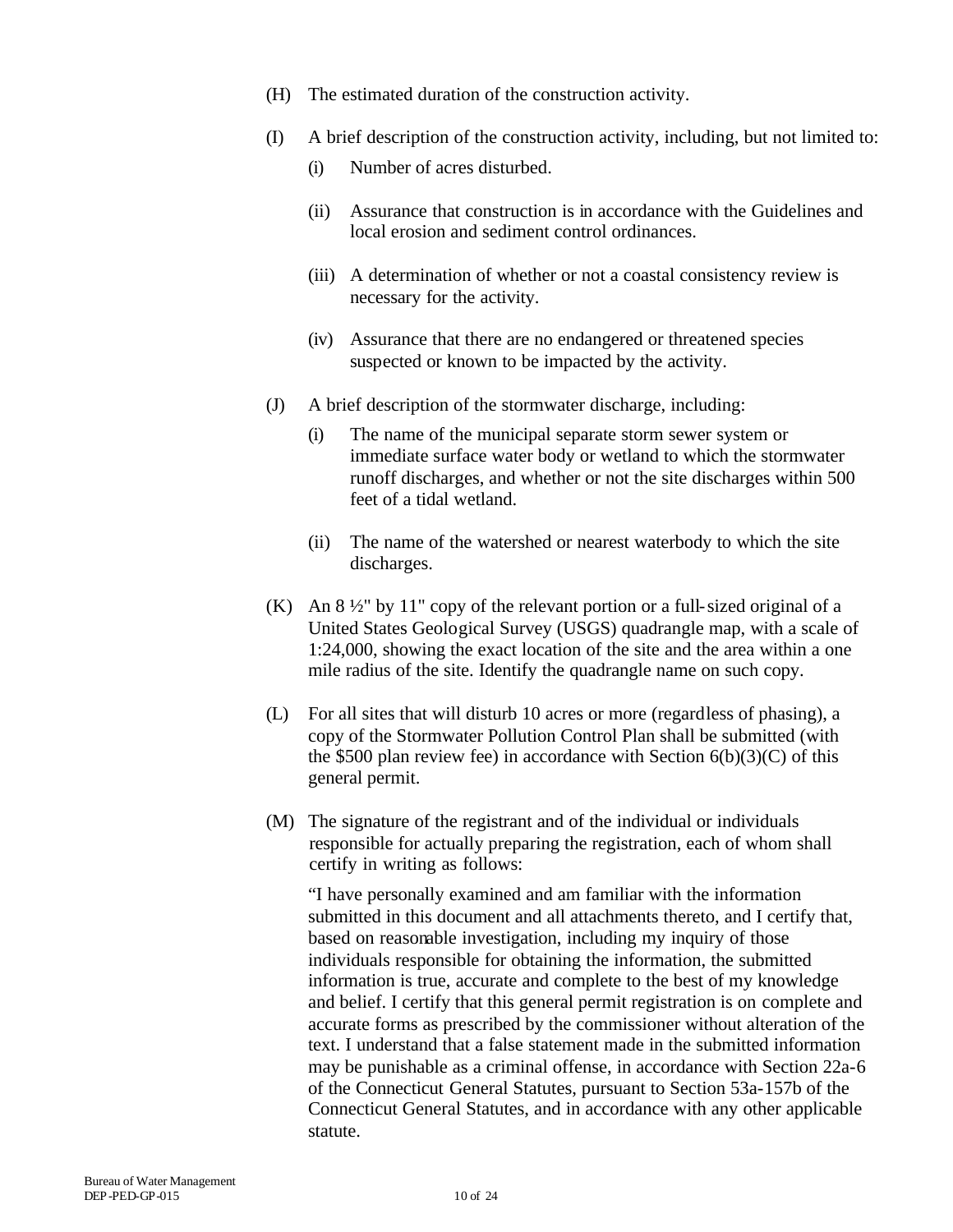(H) The estimated duration of the construction activity.

(I) A brief description of the construction activity, including, but not limited to:

  (i) Number of acres disturbed.

  (ii) Assurance that construction is in accordance with the Guidelines and local erosion and sediment control ordinances.

  (iii) A determination of whether or not a coastal consistency review is necessary for the activity.

  (iv) Assurance that there are no endangered or threatened species suspected or known to be impacted by the activity.

(J) A brief description of the stormwater discharge, including:

  (i) The name of the municipal separate storm sewer system or immediate surface water body or wetland to which the stormwater runoff discharges, and whether or not the site discharges within 500 feet of a tidal wetland.

  (ii) The name of the watershed or nearest waterbody to which the site discharges.

(K) An 8 ½" by 11" copy of the relevant portion or a full-sized original of a United States Geological Survey (USGS) quadrangle map, with a scale of 1:24,000, showing the exact location of the site and the area within a one mile radius of the site. Identify the quadrangle name on such copy.

(L) For all sites that will disturb 10 acres or more (regardless of phasing), a copy of the Stormwater Pollution Control Plan shall be submitted (with the $500 plan review fee) in accordance with Section 6(b)(3)(C) of this general permit.

(M) The signature of the registrant and of the individual or individuals responsible for actually preparing the registration, each of whom shall certify in writing as follows:

  "I have personally examined and am familiar with the information submitted in this document and all attachments thereto, and I certify that, based on reasonable investigation, including my inquiry of those individuals responsible for obtaining the information, the submitted information is true, accurate and complete to the best of my knowledge and belief. I certify that this general permit registration is on complete and accurate forms as prescribed by the commissioner without alteration of the text. I understand that a false statement made in the submitted information may be punishable as a criminal offense, in accordance with Section 22a-6 of the Connecticut General Statutes, pursuant to Section 53a-157b of the Connecticut General Statutes, and in accordance with any other applicable statute.

Bureau of Water Management
DEP-PED-GP-015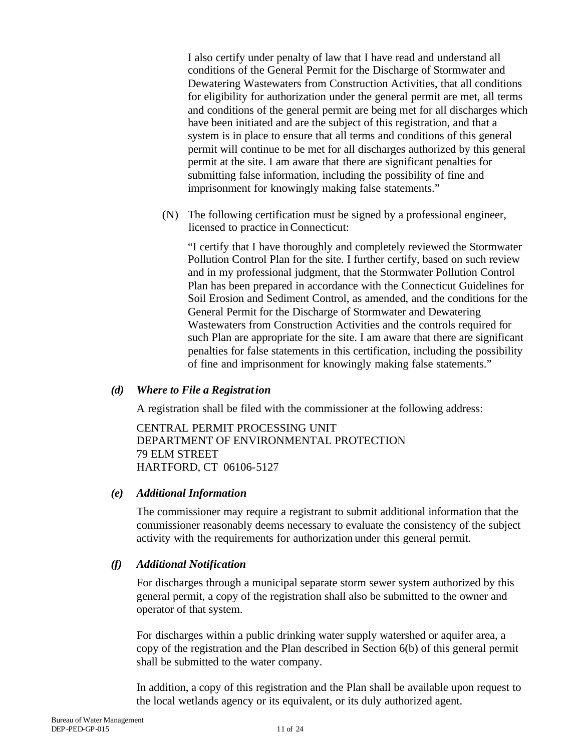I also certify under penalty of law that I have read and understand all conditions of the General Permit for the Discharge of Stormwater and Dewatering Wastewaters from Construction Activities, that all conditions for eligibility for authorization under the general permit are met, all terms and conditions of the general permit are being met for all discharges which have been initiated and are the subject of this registration, and that a system is in place to ensure that all terms and conditions of this general permit will continue to be met for all discharges authorized by this general permit at the site. I am aware that there are significant penalties for submitting false information, including the possibility of fine and imprisonment for knowingly making false statements."

(N) The following certification must be signed by a professional engineer, licensed to practice in Connecticut:

"I certify that I have thoroughly and completely reviewed the Stormwater Pollution Control Plan for the site. I further certify, based on such review and in my professional judgment, that the Stormwater Pollution Control Plan has been prepared in accordance with the Connecticut Guidelines for Soil Erosion and Sediment Control, as amended, and the conditions for the General Permit for the Discharge of Stormwater and Dewatering Wastewaters from Construction Activities and the controls required for such Plan are appropriate for the site. I am aware that there are significant penalties for false statements in this certification, including the possibility of fine and imprisonment for knowingly making false statements."

***(d) Where to File a Registration***

A registration shall be filed with the commissioner at the following address:

CENTRAL PERMIT PROCESSING UNIT
DEPARTMENT OF ENVIRONMENTAL PROTECTION
79 ELM STREET
HARTFORD, CT 06106-5127

***(e) Additional Information***

The commissioner may require a registrant to submit additional information that the commissioner reasonably deems necessary to evaluate the consistency of the subject activity with the requirements for authorization under this general permit.

***(f) Additional Notification***

For discharges through a municipal separate storm sewer system authorized by this general permit, a copy of the registration shall also be submitted to the owner and operator of that system.

For discharges within a public drinking water supply watershed or aquifer area, a copy of the registration and the Plan described in Section 6(b) of this general permit shall be submitted to the water company.

In addition, a copy of this registration and the Plan shall be available upon request to the local wetlands agency or its equivalent, or its duly authorized agent.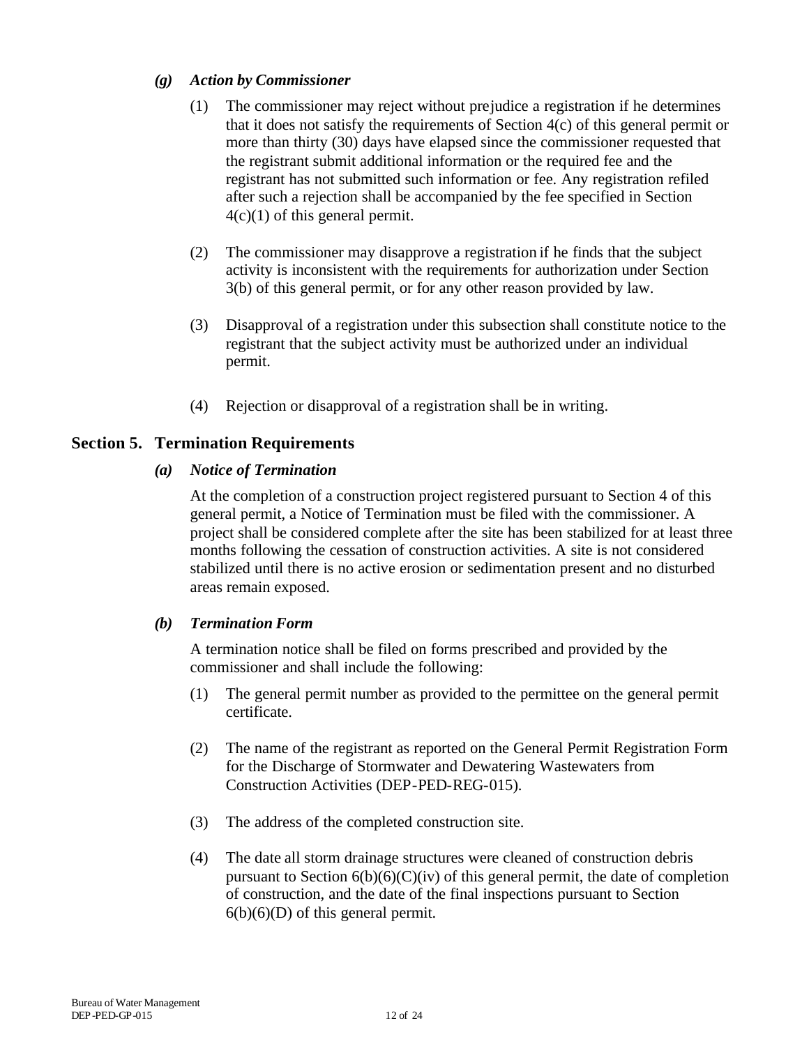### *(g) Action by Commissioner*

(1) The commissioner may reject without prejudice a registration if he determines that it does not satisfy the requirements of Section 4(c) of this general permit or more than thirty (30) days have elapsed since the commissioner requested that the registrant submit additional information or the required fee and the registrant has not submitted such information or fee. Any registration refiled after such a rejection shall be accompanied by the fee specified in Section 4(c)(1) of this general permit.

(2) The commissioner may disapprove a registration if he finds that the subject activity is inconsistent with the requirements for authorization under Section 3(b) of this general permit, or for any other reason provided by law.

(3) Disapproval of a registration under this subsection shall constitute notice to the registrant that the subject activity must be authorized under an individual permit.

(4) Rejection or disapproval of a registration shall be in writing.

## Section 5. Termination Requirements

### *(a) Notice of Termination*

At the completion of a construction project registered pursuant to Section 4 of this general permit, a Notice of Termination must be filed with the commissioner. A project shall be considered complete after the site has been stabilized for at least three months following the cessation of construction activities. A site is not considered stabilized until there is no active erosion or sedimentation present and no disturbed areas remain exposed.

### *(b) Termination Form*

A termination notice shall be filed on forms prescribed and provided by the commissioner and shall include the following:

(1) The general permit number as provided to the permittee on the general permit certificate.

(2) The name of the registrant as reported on the General Permit Registration Form for the Discharge of Stormwater and Dewatering Wastewaters from Construction Activities (DEP-PED-REG-015).

(3) The address of the completed construction site.

(4) The date all storm drainage structures were cleaned of construction debris pursuant to Section 6(b)(6)(C)(iv) of this general permit, the date of completion of construction, and the date of the final inspections pursuant to Section 6(b)(6)(D) of this general permit.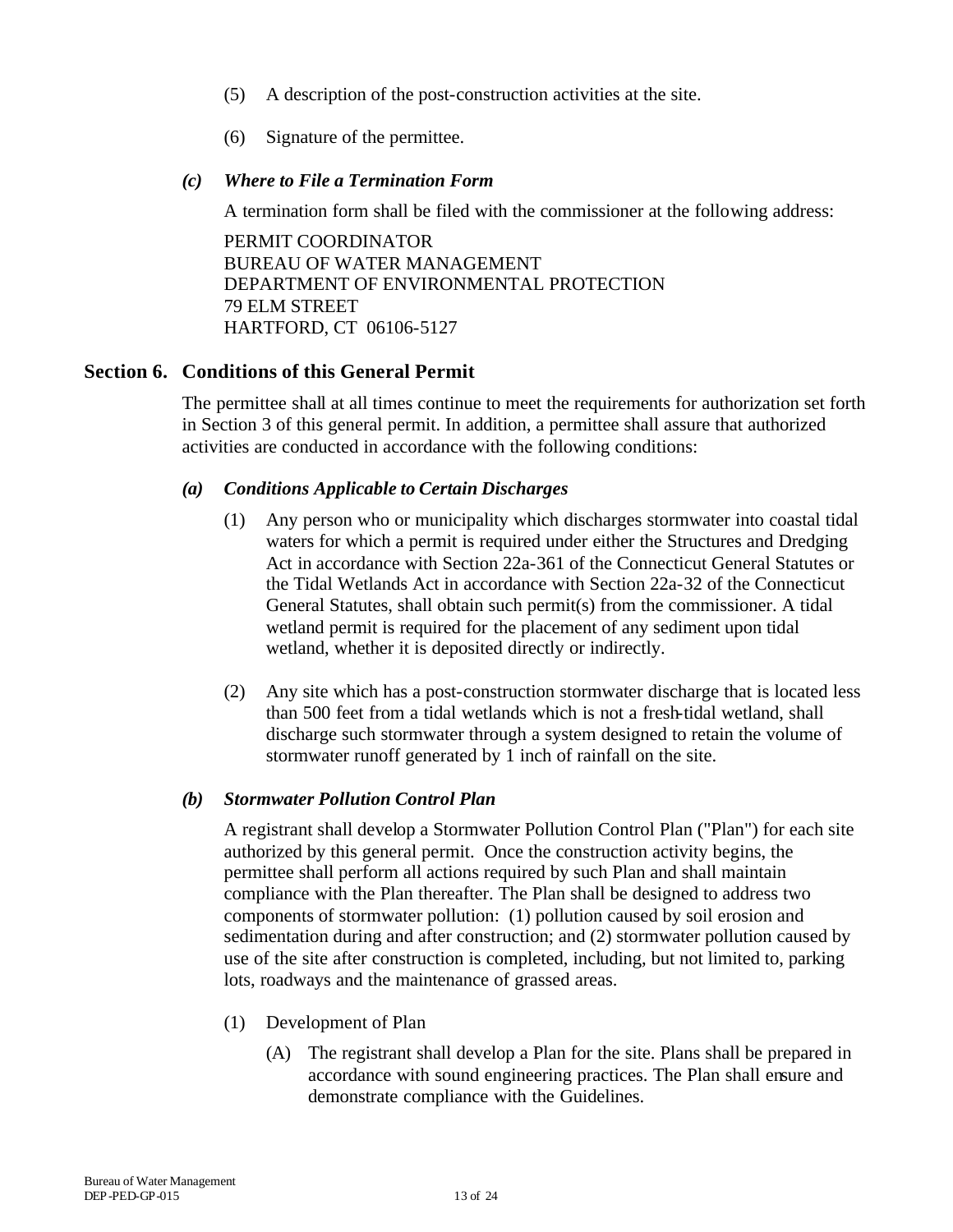(5) A description of the post-construction activities at the site.

(6) Signature of the permittee.

***(c) Where to File a Termination Form***

A termination form shall be filed with the commissioner at the following address:

PERMIT COORDINATOR
BUREAU OF WATER MANAGEMENT
DEPARTMENT OF ENVIRONMENTAL PROTECTION
79 ELM STREET
HARTFORD, CT 06106-5127

## Section 6. Conditions of this General Permit

The permittee shall at all times continue to meet the requirements for authorization set forth in Section 3 of this general permit. In addition, a permittee shall assure that authorized activities are conducted in accordance with the following conditions:

***(a) Conditions Applicable to Certain Discharges***

(1) Any person who or municipality which discharges stormwater into coastal tidal waters for which a permit is required under either the Structures and Dredging Act in accordance with Section 22a-361 of the Connecticut General Statutes or the Tidal Wetlands Act in accordance with Section 22a-32 of the Connecticut General Statutes, shall obtain such permit(s) from the commissioner. A tidal wetland permit is required for the placement of any sediment upon tidal wetland, whether it is deposited directly or indirectly.

(2) Any site which has a post-construction stormwater discharge that is located less than 500 feet from a tidal wetlands which is not a fresh-tidal wetland, shall discharge such stormwater through a system designed to retain the volume of stormwater runoff generated by 1 inch of rainfall on the site.

***(b) Stormwater Pollution Control Plan***

A registrant shall develop a Stormwater Pollution Control Plan ("Plan") for each site authorized by this general permit. Once the construction activity begins, the permittee shall perform all actions required by such Plan and shall maintain compliance with the Plan thereafter. The Plan shall be designed to address two components of stormwater pollution: (1) pollution caused by soil erosion and sedimentation during and after construction; and (2) stormwater pollution caused by use of the site after construction is completed, including, but not limited to, parking lots, roadways and the maintenance of grassed areas.

(1) Development of Plan

(A) The registrant shall develop a Plan for the site. Plans shall be prepared in accordance with sound engineering practices. The Plan shall ensure and demonstrate compliance with the Guidelines.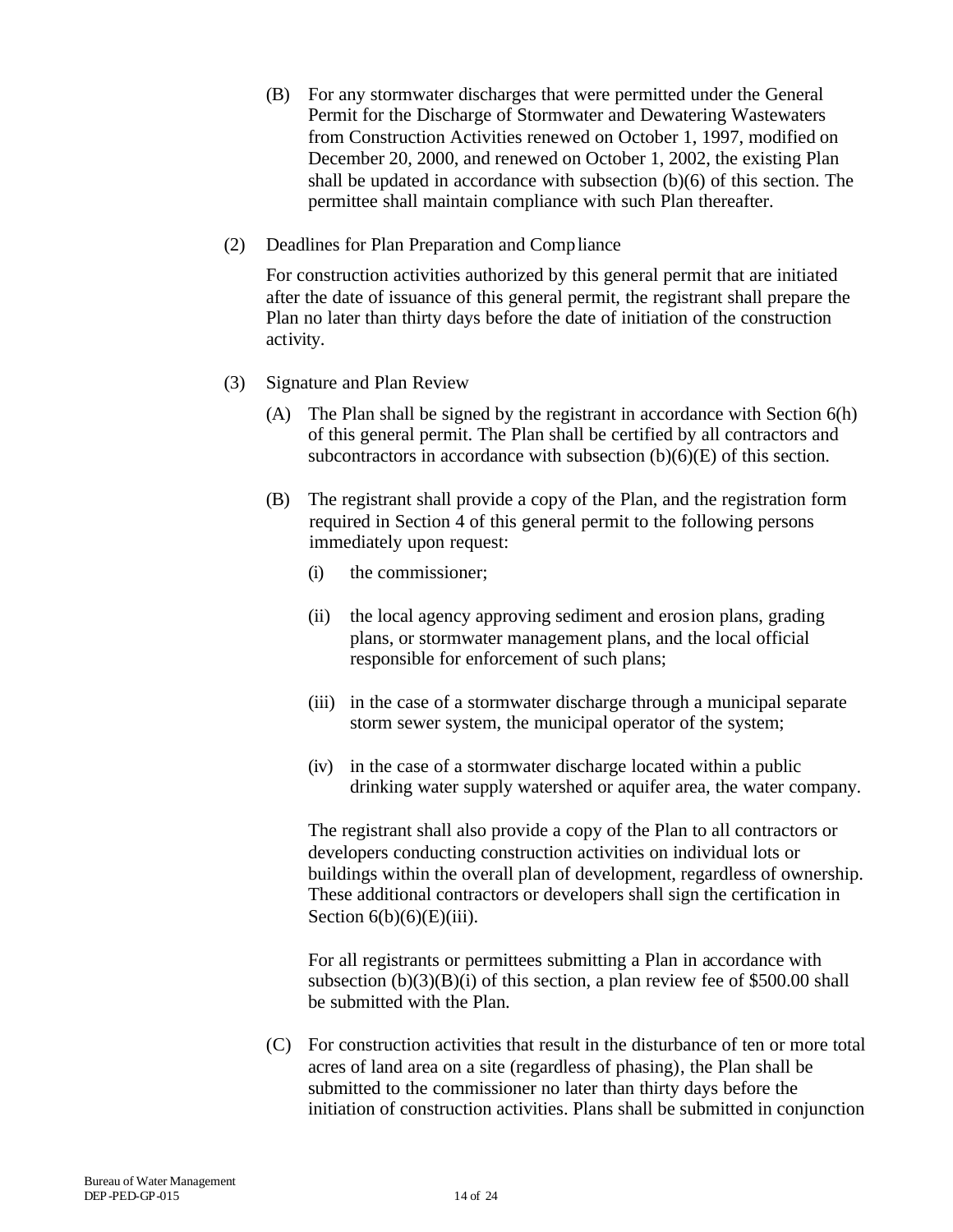(B) For any stormwater discharges that were permitted under the General Permit for the Discharge of Stormwater and Dewatering Wastewaters from Construction Activities renewed on October 1, 1997, modified on December 20, 2000, and renewed on October 1, 2002, the existing Plan shall be updated in accordance with subsection (b)(6) of this section. The permittee shall maintain compliance with such Plan thereafter.

(2) Deadlines for Plan Preparation and Compliance

For construction activities authorized by this general permit that are initiated after the date of issuance of this general permit, the registrant shall prepare the Plan no later than thirty days before the date of initiation of the construction activity.

(3) Signature and Plan Review

(A) The Plan shall be signed by the registrant in accordance with Section 6(h) of this general permit. The Plan shall be certified by all contractors and subcontractors in accordance with subsection (b)(6)(E) of this section.

(B) The registrant shall provide a copy of the Plan, and the registration form required in Section 4 of this general permit to the following persons immediately upon request:

(i) the commissioner;

(ii) the local agency approving sediment and erosion plans, grading plans, or stormwater management plans, and the local official responsible for enforcement of such plans;

(iii) in the case of a stormwater discharge through a municipal separate storm sewer system, the municipal operator of the system;

(iv) in the case of a stormwater discharge located within a public drinking water supply watershed or aquifer area, the water company.

The registrant shall also provide a copy of the Plan to all contractors or developers conducting construction activities on individual lots or buildings within the overall plan of development, regardless of ownership. These additional contractors or developers shall sign the certification in Section 6(b)(6)(E)(iii).

For all registrants or permittees submitting a Plan in accordance with subsection (b)(3)(B)(i) of this section, a plan review fee of $500.00 shall be submitted with the Plan.

(C) For construction activities that result in the disturbance of ten or more total acres of land area on a site (regardless of phasing), the Plan shall be submitted to the commissioner no later than thirty days before the initiation of construction activities. Plans shall be submitted in conjunction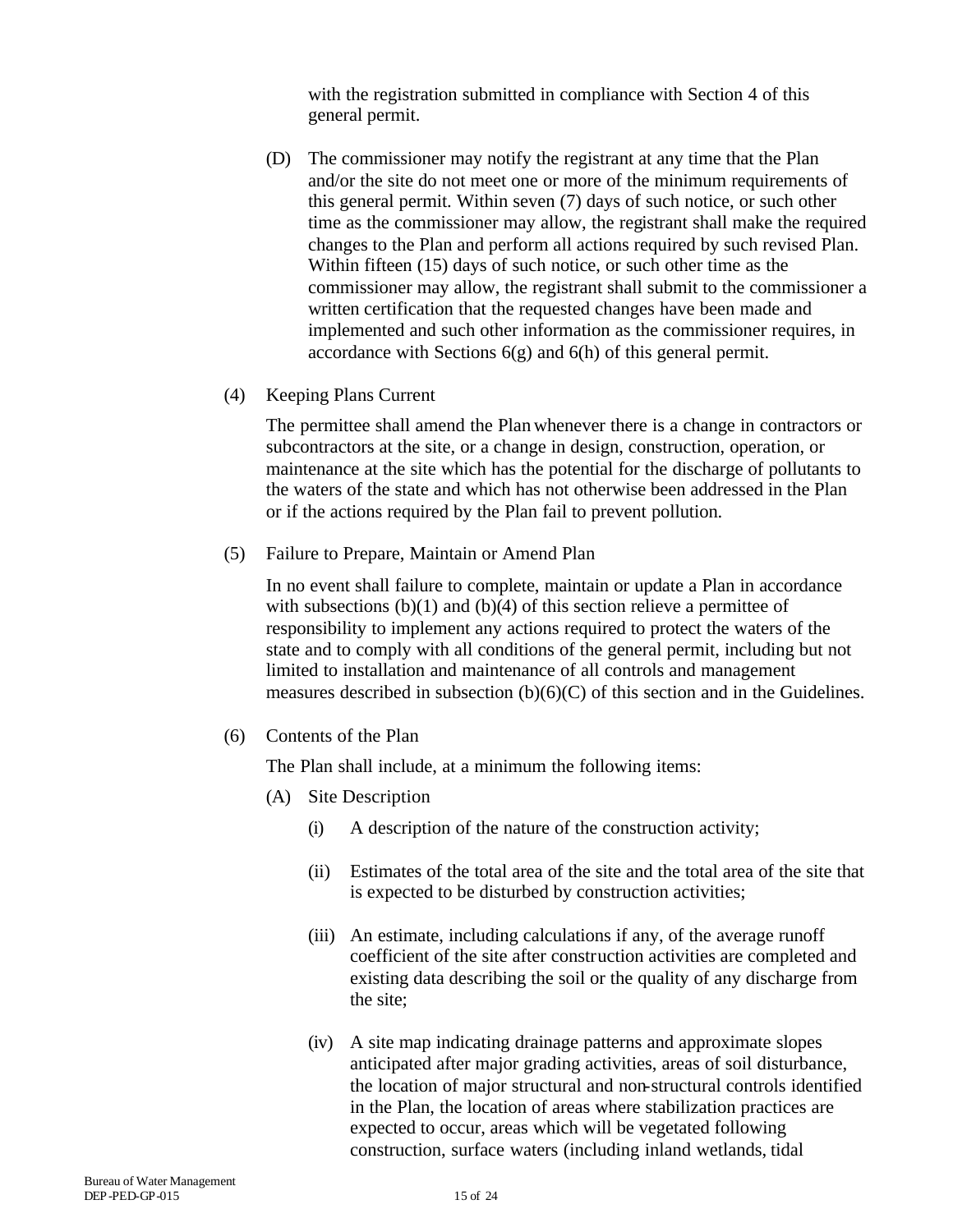with the registration submitted in compliance with Section 4 of this general permit.

(D) The commissioner may notify the registrant at any time that the Plan and/or the site do not meet one or more of the minimum requirements of this general permit. Within seven (7) days of such notice, or such other time as the commissioner may allow, the registrant shall make the required changes to the Plan and perform all actions required by such revised Plan. Within fifteen (15) days of such notice, or such other time as the commissioner may allow, the registrant shall submit to the commissioner a written certification that the requested changes have been made and implemented and such other information as the commissioner requires, in accordance with Sections 6(g) and 6(h) of this general permit.

(4) Keeping Plans Current

The permittee shall amend the Plan whenever there is a change in contractors or subcontractors at the site, or a change in design, construction, operation, or maintenance at the site which has the potential for the discharge of pollutants to the waters of the state and which has not otherwise been addressed in the Plan or if the actions required by the Plan fail to prevent pollution.

(5) Failure to Prepare, Maintain or Amend Plan

In no event shall failure to complete, maintain or update a Plan in accordance with subsections (b)(1) and (b)(4) of this section relieve a permittee of responsibility to implement any actions required to protect the waters of the state and to comply with all conditions of the general permit, including but not limited to installation and maintenance of all controls and management measures described in subsection (b)(6)(C) of this section and in the Guidelines.

(6) Contents of the Plan

The Plan shall include, at a minimum the following items:

(A) Site Description

(i) A description of the nature of the construction activity;

(ii) Estimates of the total area of the site and the total area of the site that is expected to be disturbed by construction activities;

(iii) An estimate, including calculations if any, of the average runoff coefficient of the site after construction activities are completed and existing data describing the soil or the quality of any discharge from the site;

(iv) A site map indicating drainage patterns and approximate slopes anticipated after major grading activities, areas of soil disturbance, the location of major structural and non-structural controls identified in the Plan, the location of areas where stabilization practices are expected to occur, areas which will be vegetated following construction, surface waters (including inland wetlands, tidal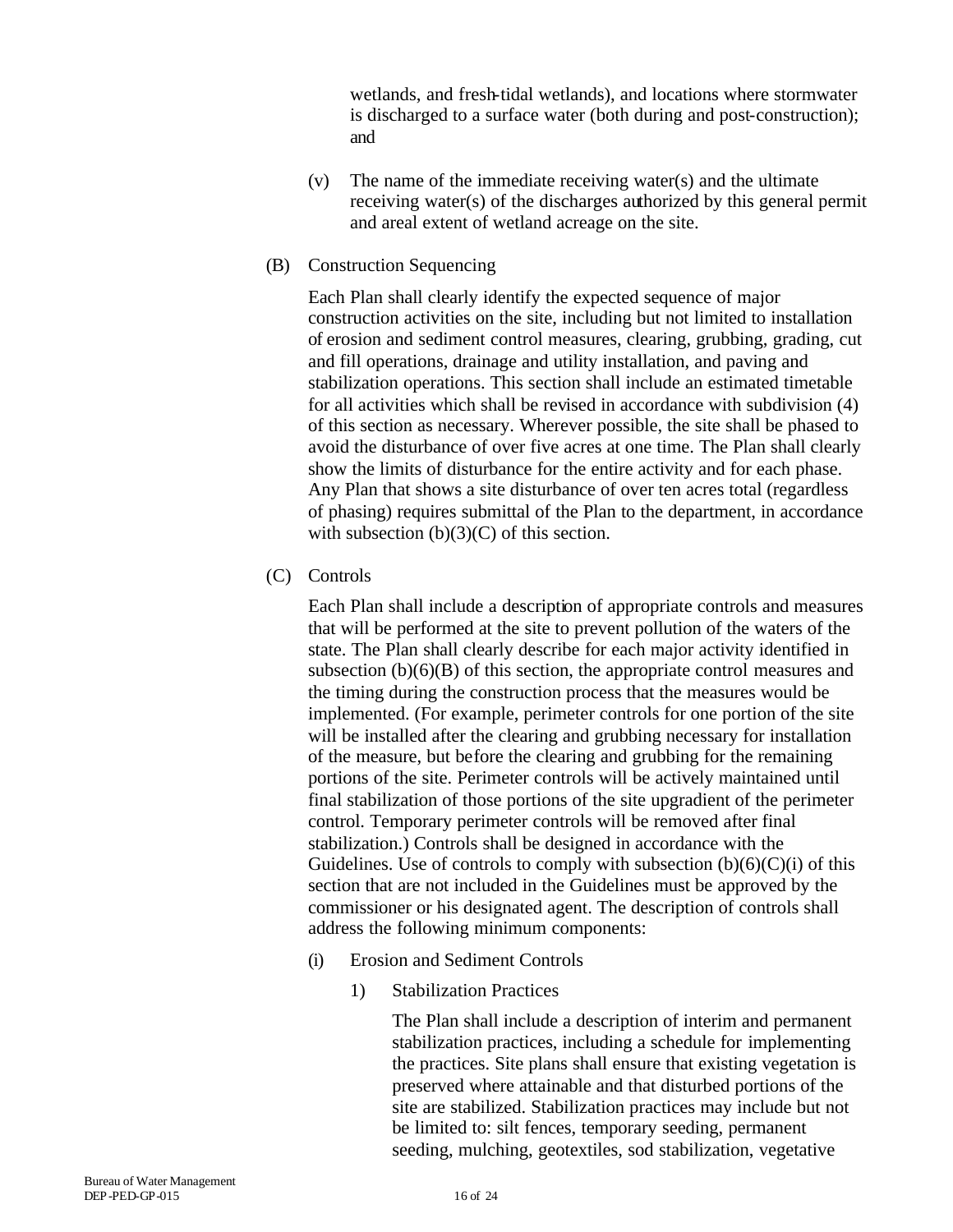wetlands, and fresh-tidal wetlands), and locations where stormwater is discharged to a surface water (both during and post-construction); and

(v) The name of the immediate receiving water(s) and the ultimate receiving water(s) of the discharges authorized by this general permit and areal extent of wetland acreage on the site.

(B) Construction Sequencing

Each Plan shall clearly identify the expected sequence of major construction activities on the site, including but not limited to installation of erosion and sediment control measures, clearing, grubbing, grading, cut and fill operations, drainage and utility installation, and paving and stabilization operations. This section shall include an estimated timetable for all activities which shall be revised in accordance with subdivision (4) of this section as necessary. Wherever possible, the site shall be phased to avoid the disturbance of over five acres at one time. The Plan shall clearly show the limits of disturbance for the entire activity and for each phase. Any Plan that shows a site disturbance of over ten acres total (regardless of phasing) requires submittal of the Plan to the department, in accordance with subsection (b)(3)(C) of this section.

(C) Controls

Each Plan shall include a description of appropriate controls and measures that will be performed at the site to prevent pollution of the waters of the state. The Plan shall clearly describe for each major activity identified in subsection (b)(6)(B) of this section, the appropriate control measures and the timing during the construction process that the measures would be implemented. (For example, perimeter controls for one portion of the site will be installed after the clearing and grubbing necessary for installation of the measure, but before the clearing and grubbing for the remaining portions of the site. Perimeter controls will be actively maintained until final stabilization of those portions of the site upgradient of the perimeter control. Temporary perimeter controls will be removed after final stabilization.) Controls shall be designed in accordance with the Guidelines. Use of controls to comply with subsection (b)(6)(C)(i) of this section that are not included in the Guidelines must be approved by the commissioner or his designated agent. The description of controls shall address the following minimum components:

(i) Erosion and Sediment Controls

1) Stabilization Practices

The Plan shall include a description of interim and permanent stabilization practices, including a schedule for implementing the practices. Site plans shall ensure that existing vegetation is preserved where attainable and that disturbed portions of the site are stabilized. Stabilization practices may include but not be limited to: silt fences, temporary seeding, permanent seeding, mulching, geotextiles, sod stabilization, vegetative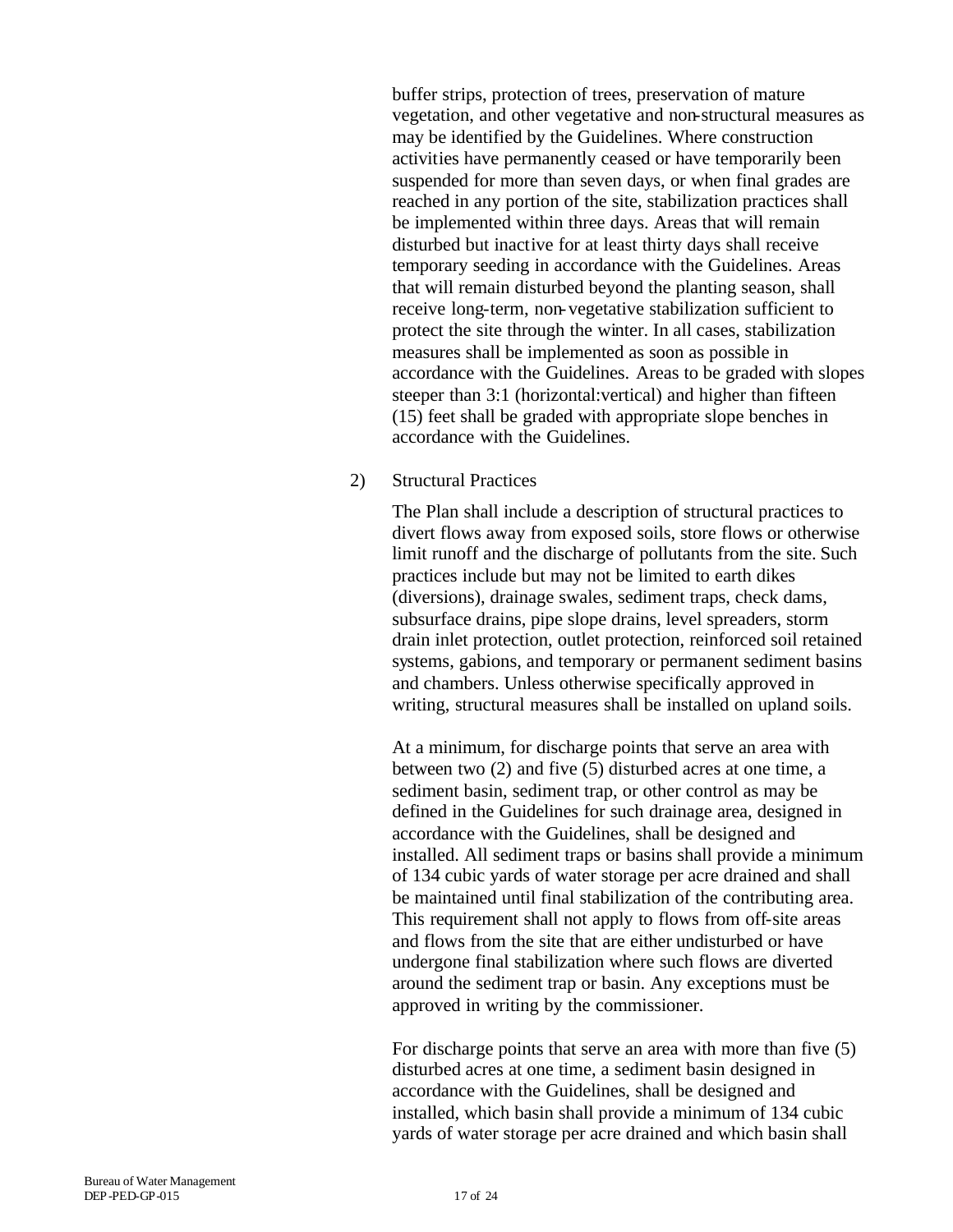buffer strips, protection of trees, preservation of mature vegetation, and other vegetative and non-structural measures as may be identified by the Guidelines. Where construction activities have permanently ceased or have temporarily been suspended for more than seven days, or when final grades are reached in any portion of the site, stabilization practices shall be implemented within three days. Areas that will remain disturbed but inactive for at least thirty days shall receive temporary seeding in accordance with the Guidelines. Areas that will remain disturbed beyond the planting season, shall receive long-term, non-vegetative stabilization sufficient to protect the site through the winter. In all cases, stabilization measures shall be implemented as soon as possible in accordance with the Guidelines. Areas to be graded with slopes steeper than 3:1 (horizontal:vertical) and higher than fifteen (15) feet shall be graded with appropriate slope benches in accordance with the Guidelines.

2) Structural Practices

The Plan shall include a description of structural practices to divert flows away from exposed soils, store flows or otherwise limit runoff and the discharge of pollutants from the site. Such practices include but may not be limited to earth dikes (diversions), drainage swales, sediment traps, check dams, subsurface drains, pipe slope drains, level spreaders, storm drain inlet protection, outlet protection, reinforced soil retained systems, gabions, and temporary or permanent sediment basins and chambers. Unless otherwise specifically approved in writing, structural measures shall be installed on upland soils.

At a minimum, for discharge points that serve an area with between two (2) and five (5) disturbed acres at one time, a sediment basin, sediment trap, or other control as may be defined in the Guidelines for such drainage area, designed in accordance with the Guidelines, shall be designed and installed. All sediment traps or basins shall provide a minimum of 134 cubic yards of water storage per acre drained and shall be maintained until final stabilization of the contributing area. This requirement shall not apply to flows from off-site areas and flows from the site that are either undisturbed or have undergone final stabilization where such flows are diverted around the sediment trap or basin. Any exceptions must be approved in writing by the commissioner.

For discharge points that serve an area with more than five (5) disturbed acres at one time, a sediment basin designed in accordance with the Guidelines, shall be designed and installed, which basin shall provide a minimum of 134 cubic yards of water storage per acre drained and which basin shall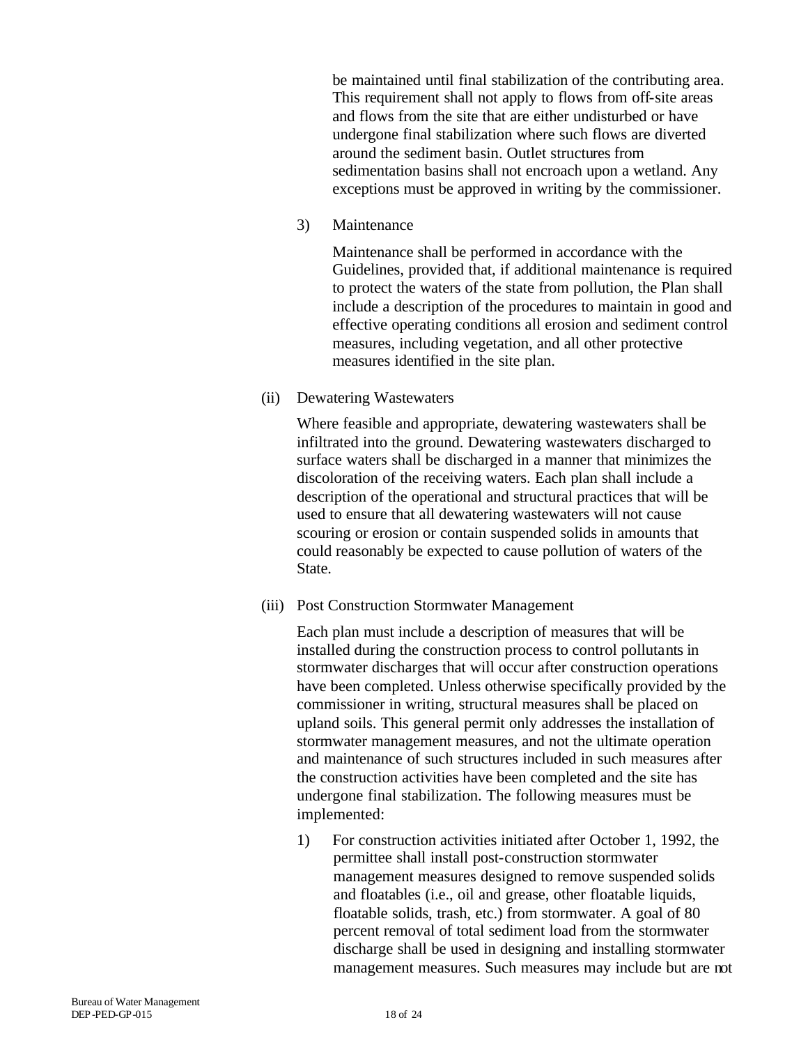be maintained until final stabilization of the contributing area. This requirement shall not apply to flows from off-site areas and flows from the site that are either undisturbed or have undergone final stabilization where such flows are diverted around the sediment basin. Outlet structures from sedimentation basins shall not encroach upon a wetland. Any exceptions must be approved in writing by the commissioner.

3) Maintenance

Maintenance shall be performed in accordance with the Guidelines, provided that, if additional maintenance is required to protect the waters of the state from pollution, the Plan shall include a description of the procedures to maintain in good and effective operating conditions all erosion and sediment control measures, including vegetation, and all other protective measures identified in the site plan.

(ii) Dewatering Wastewaters

Where feasible and appropriate, dewatering wastewaters shall be infiltrated into the ground. Dewatering wastewaters discharged to surface waters shall be discharged in a manner that minimizes the discoloration of the receiving waters. Each plan shall include a description of the operational and structural practices that will be used to ensure that all dewatering wastewaters will not cause scouring or erosion or contain suspended solids in amounts that could reasonably be expected to cause pollution of waters of the State.

(iii) Post Construction Stormwater Management

Each plan must include a description of measures that will be installed during the construction process to control pollutants in stormwater discharges that will occur after construction operations have been completed. Unless otherwise specifically provided by the commissioner in writing, structural measures shall be placed on upland soils. This general permit only addresses the installation of stormwater management measures, and not the ultimate operation and maintenance of such structures included in such measures after the construction activities have been completed and the site has undergone final stabilization. The following measures must be implemented:

1) For construction activities initiated after October 1, 1992, the permittee shall install post-construction stormwater management measures designed to remove suspended solids and floatables (i.e., oil and grease, other floatable liquids, floatable solids, trash, etc.) from stormwater. A goal of 80 percent removal of total sediment load from the stormwater discharge shall be used in designing and installing stormwater management measures. Such measures may include but are not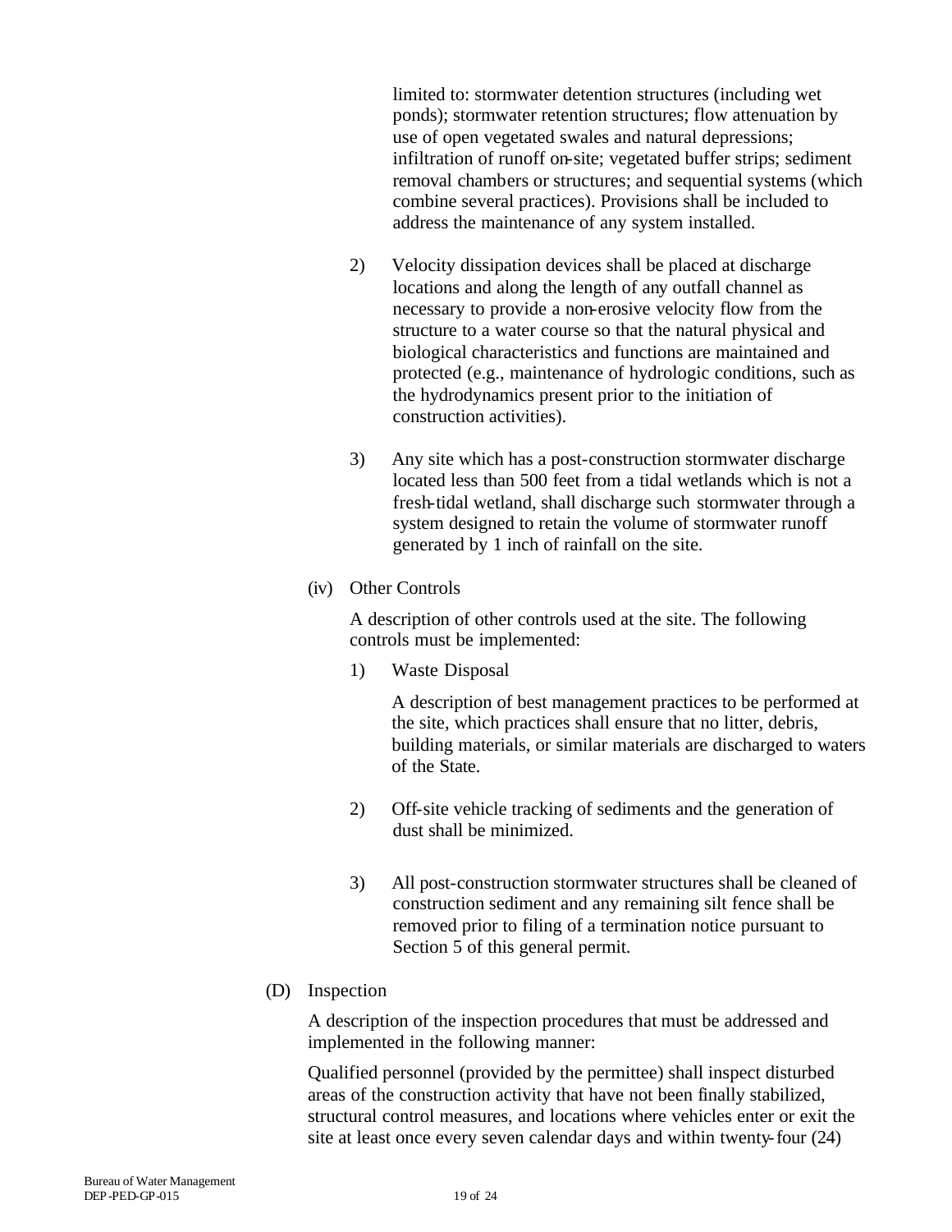limited to: stormwater detention structures (including wet ponds); stormwater retention structures; flow attenuation by use of open vegetated swales and natural depressions; infiltration of runoff on-site; vegetated buffer strips; sediment removal chambers or structures; and sequential systems (which combine several practices). Provisions shall be included to address the maintenance of any system installed.

2) Velocity dissipation devices shall be placed at discharge locations and along the length of any outfall channel as necessary to provide a non-erosive velocity flow from the structure to a water course so that the natural physical and biological characteristics and functions are maintained and protected (e.g., maintenance of hydrologic conditions, such as the hydrodynamics present prior to the initiation of construction activities).

3) Any site which has a post-construction stormwater discharge located less than 500 feet from a tidal wetlands which is not a fresh-tidal wetland, shall discharge such stormwater through a system designed to retain the volume of stormwater runoff generated by 1 inch of rainfall on the site.

(iv) Other Controls

A description of other controls used at the site. The following controls must be implemented:

1) Waste Disposal

A description of best management practices to be performed at the site, which practices shall ensure that no litter, debris, building materials, or similar materials are discharged to waters of the State.

2) Off-site vehicle tracking of sediments and the generation of dust shall be minimized.

3) All post-construction stormwater structures shall be cleaned of construction sediment and any remaining silt fence shall be removed prior to filing of a termination notice pursuant to Section 5 of this general permit.

(D) Inspection

A description of the inspection procedures that must be addressed and implemented in the following manner:

Qualified personnel (provided by the permittee) shall inspect disturbed areas of the construction activity that have not been finally stabilized, structural control measures, and locations where vehicles enter or exit the site at least once every seven calendar days and within twenty-four (24)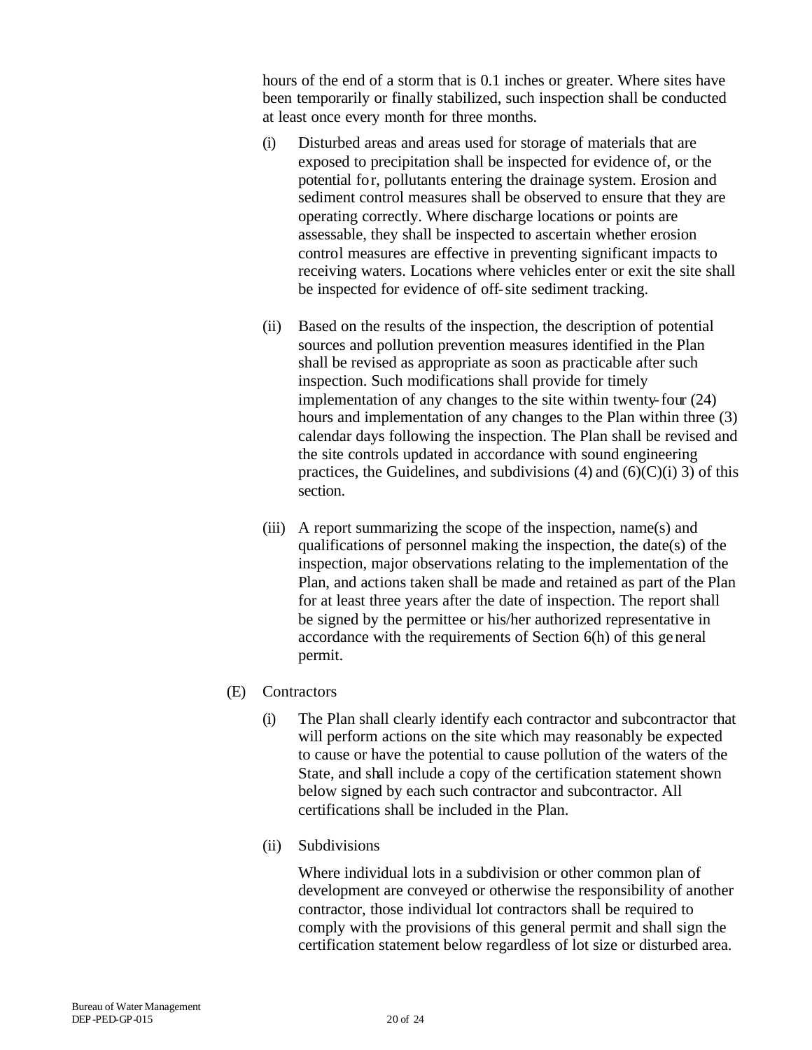hours of the end of a storm that is 0.1 inches or greater. Where sites have been temporarily or finally stabilized, such inspection shall be conducted at least once every month for three months.

(i) Disturbed areas and areas used for storage of materials that are exposed to precipitation shall be inspected for evidence of, or the potential for, pollutants entering the drainage system. Erosion and sediment control measures shall be observed to ensure that they are operating correctly. Where discharge locations or points are assessable, they shall be inspected to ascertain whether erosion control measures are effective in preventing significant impacts to receiving waters. Locations where vehicles enter or exit the site shall be inspected for evidence of off-site sediment tracking.

(ii) Based on the results of the inspection, the description of potential sources and pollution prevention measures identified in the Plan shall be revised as appropriate as soon as practicable after such inspection. Such modifications shall provide for timely implementation of any changes to the site within twenty-four (24) hours and implementation of any changes to the Plan within three (3) calendar days following the inspection. The Plan shall be revised and the site controls updated in accordance with sound engineering practices, the Guidelines, and subdivisions (4) and (6)(C)(i) 3) of this section.

(iii) A report summarizing the scope of the inspection, name(s) and qualifications of personnel making the inspection, the date(s) of the inspection, major observations relating to the implementation of the Plan, and actions taken shall be made and retained as part of the Plan for at least three years after the date of inspection. The report shall be signed by the permittee or his/her authorized representative in accordance with the requirements of Section 6(h) of this general permit.

(E) Contractors

(i) The Plan shall clearly identify each contractor and subcontractor that will perform actions on the site which may reasonably be expected to cause or have the potential to cause pollution of the waters of the State, and shall include a copy of the certification statement shown below signed by each such contractor and subcontractor. All certifications shall be included in the Plan.

(ii) Subdivisions

Where individual lots in a subdivision or other common plan of development are conveyed or otherwise the responsibility of another contractor, those individual lot contractors shall be required to comply with the provisions of this general permit and shall sign the certification statement below regardless of lot size or disturbed area.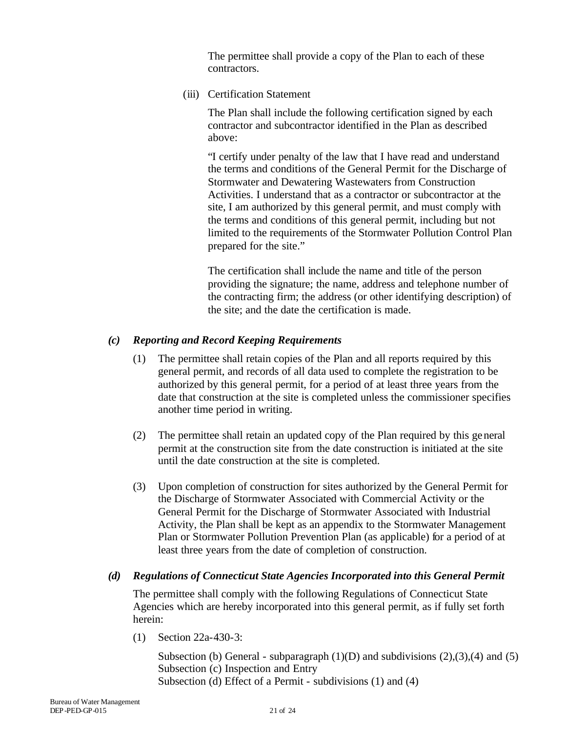The permittee shall provide a copy of the Plan to each of these contractors.

(iii) Certification Statement

The Plan shall include the following certification signed by each contractor and subcontractor identified in the Plan as described above:

"I certify under penalty of the law that I have read and understand the terms and conditions of the General Permit for the Discharge of Stormwater and Dewatering Wastewaters from Construction Activities. I understand that as a contractor or subcontractor at the site, I am authorized by this general permit, and must comply with the terms and conditions of this general permit, including but not limited to the requirements of the Stormwater Pollution Control Plan prepared for the site."

The certification shall include the name and title of the person providing the signature; the name, address and telephone number of the contracting firm; the address (or other identifying description) of the site; and the date the certification is made.

### *(c) Reporting and Record Keeping Requirements*

(1) The permittee shall retain copies of the Plan and all reports required by this general permit, and records of all data used to complete the registration to be authorized by this general permit, for a period of at least three years from the date that construction at the site is completed unless the commissioner specifies another time period in writing.

(2) The permittee shall retain an updated copy of the Plan required by this general permit at the construction site from the date construction is initiated at the site until the date construction at the site is completed.

(3) Upon completion of construction for sites authorized by the General Permit for the Discharge of Stormwater Associated with Commercial Activity or the General Permit for the Discharge of Stormwater Associated with Industrial Activity, the Plan shall be kept as an appendix to the Stormwater Management Plan or Stormwater Pollution Prevention Plan (as applicable) for a period of at least three years from the date of completion of construction.

### *(d) Regulations of Connecticut State Agencies Incorporated into this General Permit*

The permittee shall comply with the following Regulations of Connecticut State Agencies which are hereby incorporated into this general permit, as if fully set forth herein:

(1) Section 22a-430-3:

Subsection (b) General - subparagraph (1)(D) and subdivisions (2),(3),(4) and (5)
Subsection (c) Inspection and Entry
Subsection (d) Effect of a Permit - subdivisions (1) and (4)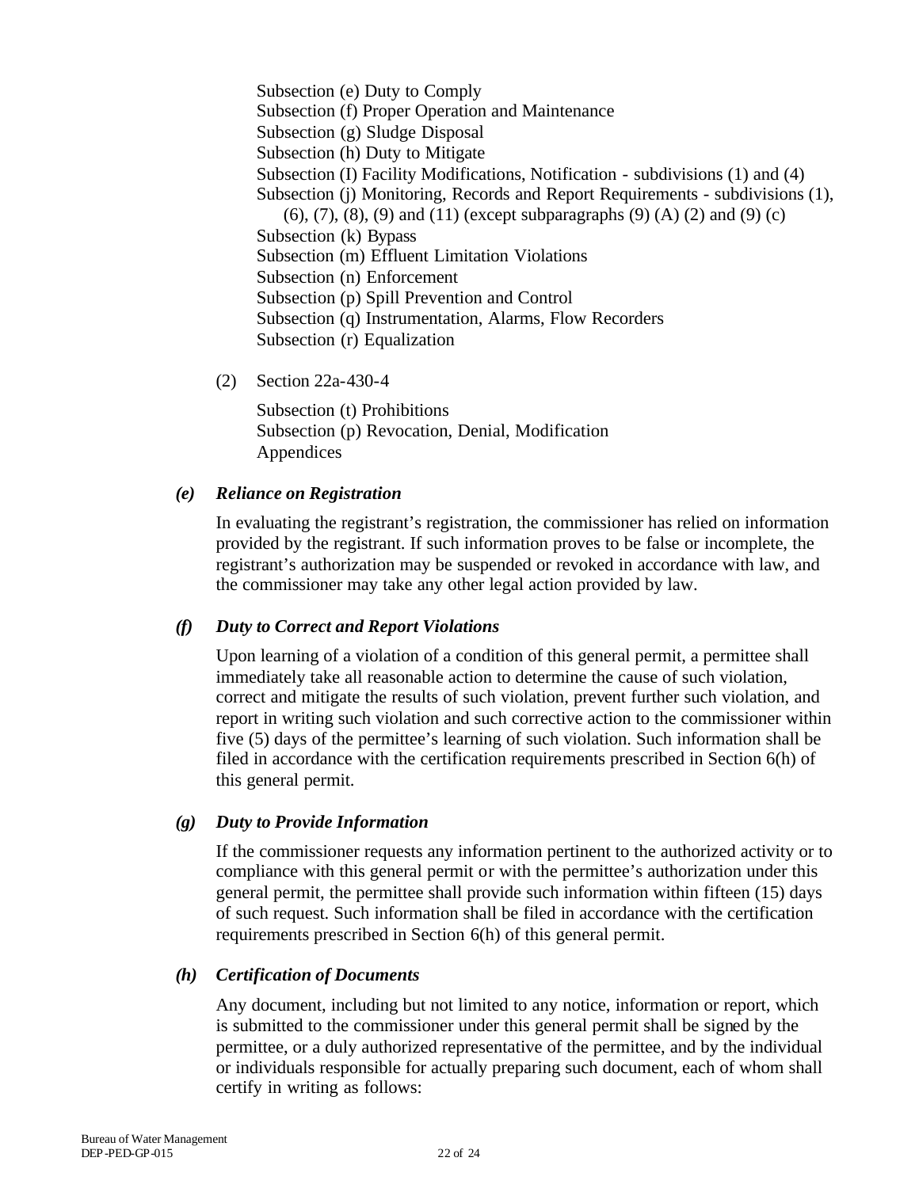Subsection (e) Duty to Comply
Subsection (f) Proper Operation and Maintenance
Subsection (g) Sludge Disposal
Subsection (h) Duty to Mitigate
Subsection (I) Facility Modifications, Notification - subdivisions (1) and (4)
Subsection (j) Monitoring, Records and Report Requirements - subdivisions (1), (6), (7), (8), (9) and (11) (except subparagraphs (9) (A) (2) and (9) (c)
Subsection (k) Bypass
Subsection (m) Effluent Limitation Violations
Subsection (n) Enforcement
Subsection (p) Spill Prevention and Control
Subsection (q) Instrumentation, Alarms, Flow Recorders
Subsection (r) Equalization

(2) Section 22a-430-4

Subsection (t) Prohibitions
Subsection (p) Revocation, Denial, Modification
Appendices

### *(e) Reliance on Registration*

In evaluating the registrant's registration, the commissioner has relied on information provided by the registrant. If such information proves to be false or incomplete, the registrant's authorization may be suspended or revoked in accordance with law, and the commissioner may take any other legal action provided by law.

### *(f) Duty to Correct and Report Violations*

Upon learning of a violation of a condition of this general permit, a permittee shall immediately take all reasonable action to determine the cause of such violation, correct and mitigate the results of such violation, prevent further such violation, and report in writing such violation and such corrective action to the commissioner within five (5) days of the permittee's learning of such violation. Such information shall be filed in accordance with the certification requirements prescribed in Section 6(h) of this general permit.

### *(g) Duty to Provide Information*

If the commissioner requests any information pertinent to the authorized activity or to compliance with this general permit or with the permittee's authorization under this general permit, the permittee shall provide such information within fifteen (15) days of such request. Such information shall be filed in accordance with the certification requirements prescribed in Section 6(h) of this general permit.

### *(h) Certification of Documents*

Any document, including but not limited to any notice, information or report, which is submitted to the commissioner under this general permit shall be signed by the permittee, or a duly authorized representative of the permittee, and by the individual or individuals responsible for actually preparing such document, each of whom shall certify in writing as follows: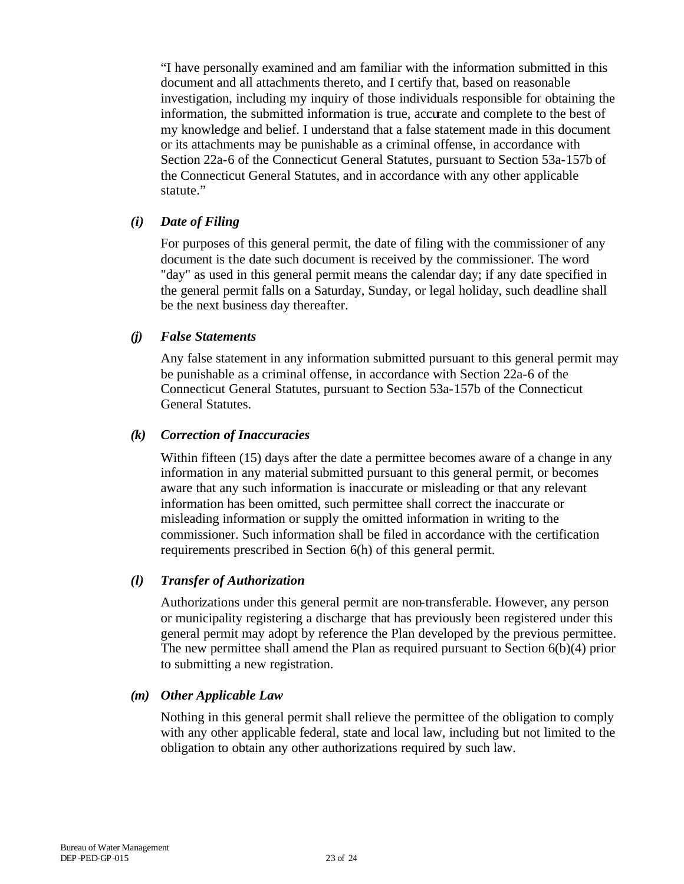"I have personally examined and am familiar with the information submitted in this document and all attachments thereto, and I certify that, based on reasonable investigation, including my inquiry of those individuals responsible for obtaining the information, the submitted information is true, accurate and complete to the best of my knowledge and belief. I understand that a false statement made in this document or its attachments may be punishable as a criminal offense, in accordance with Section 22a-6 of the Connecticut General Statutes, pursuant to Section 53a-157b of the Connecticut General Statutes, and in accordance with any other applicable statute."

### *(i) Date of Filing*

For purposes of this general permit, the date of filing with the commissioner of any document is the date such document is received by the commissioner. The word "day" as used in this general permit means the calendar day; if any date specified in the general permit falls on a Saturday, Sunday, or legal holiday, such deadline shall be the next business day thereafter.

### *(j) False Statements*

Any false statement in any information submitted pursuant to this general permit may be punishable as a criminal offense, in accordance with Section 22a-6 of the Connecticut General Statutes, pursuant to Section 53a-157b of the Connecticut General Statutes.

### *(k) Correction of Inaccuracies*

Within fifteen (15) days after the date a permittee becomes aware of a change in any information in any material submitted pursuant to this general permit, or becomes aware that any such information is inaccurate or misleading or that any relevant information has been omitted, such permittee shall correct the inaccurate or misleading information or supply the omitted information in writing to the commissioner. Such information shall be filed in accordance with the certification requirements prescribed in Section 6(h) of this general permit.

### *(l) Transfer of Authorization*

Authorizations under this general permit are non-transferable. However, any person or municipality registering a discharge that has previously been registered under this general permit may adopt by reference the Plan developed by the previous permittee. The new permittee shall amend the Plan as required pursuant to Section 6(b)(4) prior to submitting a new registration.

### *(m) Other Applicable Law*

Nothing in this general permit shall relieve the permittee of the obligation to comply with any other applicable federal, state and local law, including but not limited to the obligation to obtain any other authorizations required by such law.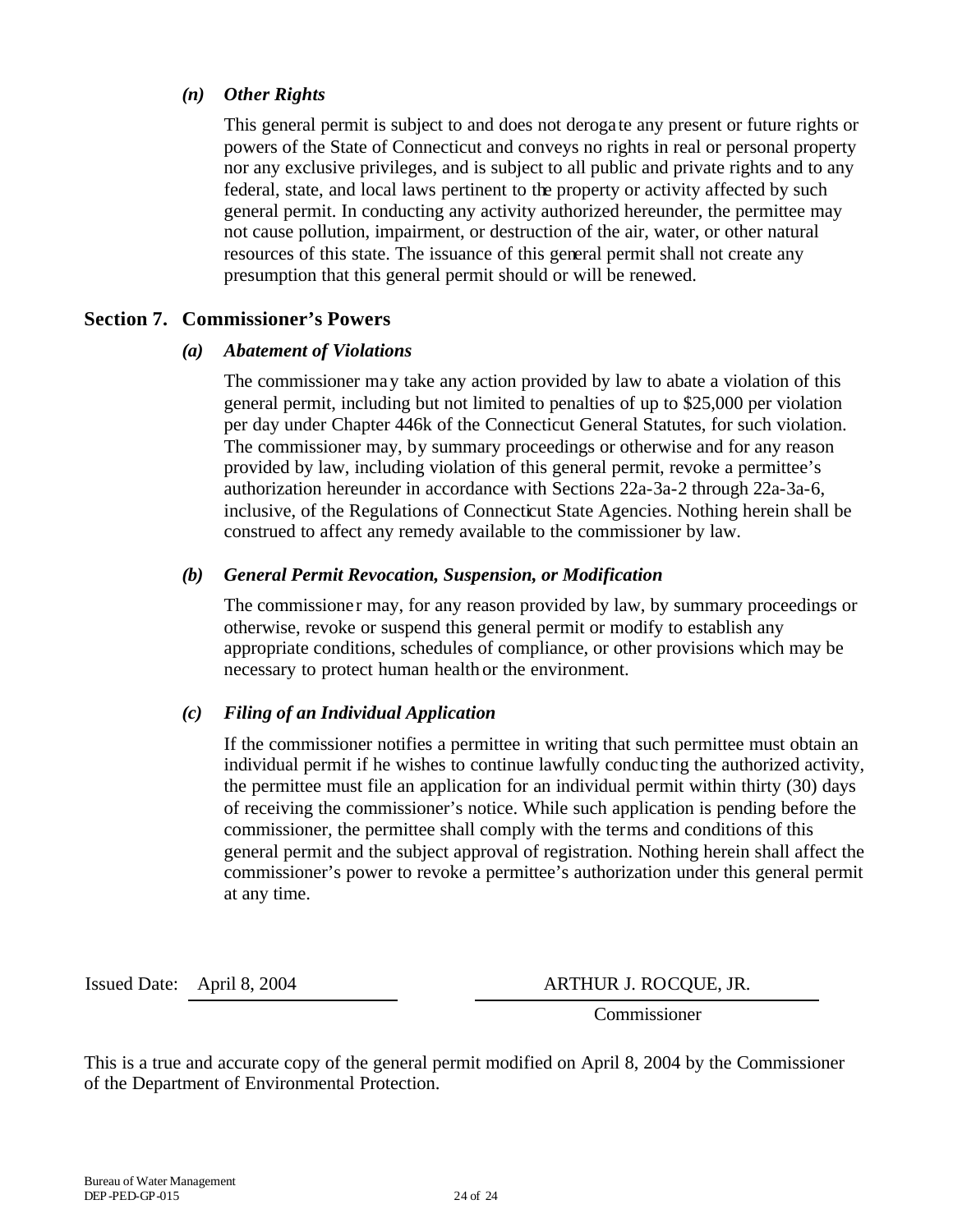*(n) Other Rights*

This general permit is subject to and does not derogate any present or future rights or powers of the State of Connecticut and conveys no rights in real or personal property nor any exclusive privileges, and is subject to all public and private rights and to any federal, state, and local laws pertinent to the property or activity affected by such general permit. In conducting any activity authorized hereunder, the permittee may not cause pollution, impairment, or destruction of the air, water, or other natural resources of this state. The issuance of this general permit shall not create any presumption that this general permit should or will be renewed.

## Section 7. Commissioner's Powers

*(a) Abatement of Violations*

The commissioner may take any action provided by law to abate a violation of this general permit, including but not limited to penalties of up to $25,000 per violation per day under Chapter 446k of the Connecticut General Statutes, for such violation. The commissioner may, by summary proceedings or otherwise and for any reason provided by law, including violation of this general permit, revoke a permittee's authorization hereunder in accordance with Sections 22a-3a-2 through 22a-3a-6, inclusive, of the Regulations of Connecticut State Agencies. Nothing herein shall be construed to affect any remedy available to the commissioner by law.

*(b) General Permit Revocation, Suspension, or Modification*

The commissioner may, for any reason provided by law, by summary proceedings or otherwise, revoke or suspend this general permit or modify to establish any appropriate conditions, schedules of compliance, or other provisions which may be necessary to protect human health or the environment.

*(c) Filing of an Individual Application*

If the commissioner notifies a permittee in writing that such permittee must obtain an individual permit if he wishes to continue lawfully conducting the authorized activity, the permittee must file an application for an individual permit within thirty (30) days of receiving the commissioner's notice. While such application is pending before the commissioner, the permittee shall comply with the terms and conditions of this general permit and the subject approval of registration. Nothing herein shall affect the commissioner's power to revoke a permittee's authorization under this general permit at any time.

Issued Date: April 8, 2004

ARTHUR J. ROCQUE, JR.
Commissioner

This is a true and accurate copy of the general permit modified on April 8, 2004 by the Commissioner of the Department of Environmental Protection.

Bureau of Water Management
DEP-PED-GP-015